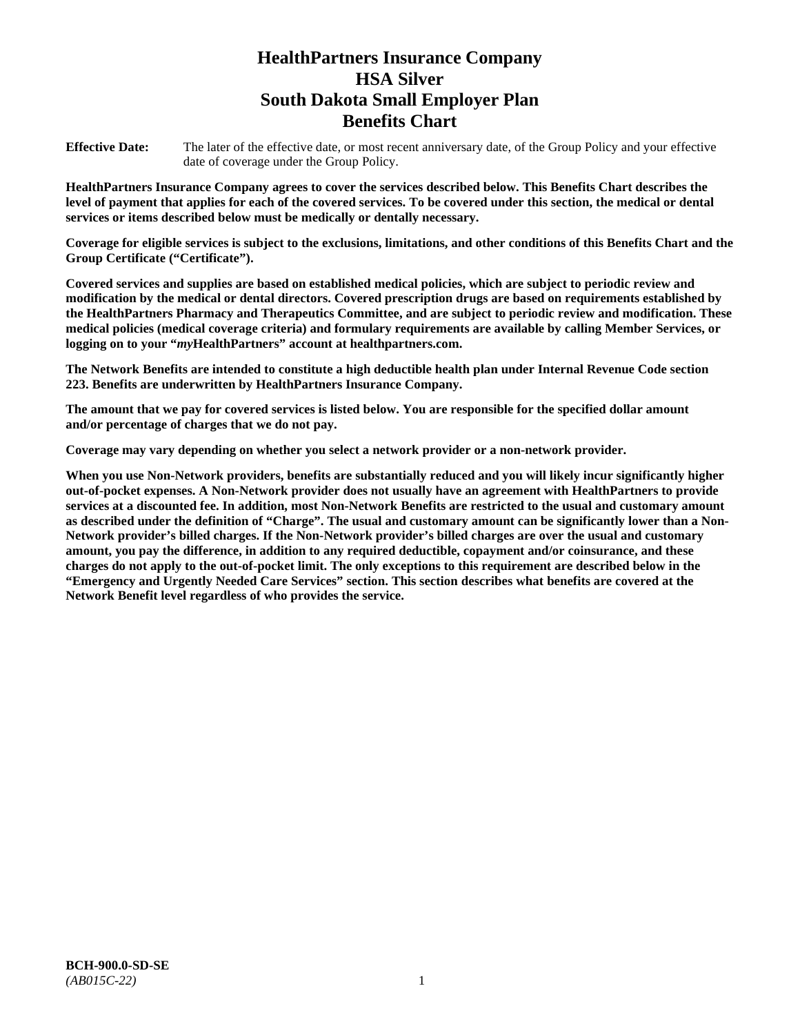# HealthPartners Insurance Company
# HSA Silver
# South Dakota Small Employer Plan
# Benefits Chart

**Effective Date:** The later of the effective date, or most recent anniversary date, of the Group Policy and your effective date of coverage under the Group Policy.

**HealthPartners Insurance Company agrees to cover the services described below. This Benefits Chart describes the level of payment that applies for each of the covered services. To be covered under this section, the medical or dental services or items described below must be medically or dentally necessary.**

**Coverage for eligible services is subject to the exclusions, limitations, and other conditions of this Benefits Chart and the Group Certificate ("Certificate").**

**Covered services and supplies are based on established medical policies, which are subject to periodic review and modification by the medical or dental directors. Covered prescription drugs are based on requirements established by the HealthPartners Pharmacy and Therapeutics Committee, and are subject to periodic review and modification. These medical policies (medical coverage criteria) and formulary requirements are available by calling Member Services, or logging on to your "*my*HealthPartners" account at healthpartners.com.**

**The Network Benefits are intended to constitute a high deductible health plan under Internal Revenue Code section 223. Benefits are underwritten by HealthPartners Insurance Company.**

**The amount that we pay for covered services is listed below. You are responsible for the specified dollar amount and/or percentage of charges that we do not pay.**

**Coverage may vary depending on whether you select a network provider or a non-network provider.**

**When you use Non-Network providers, benefits are substantially reduced and you will likely incur significantly higher out-of-pocket expenses. A Non-Network provider does not usually have an agreement with HealthPartners to provide services at a discounted fee. In addition, most Non-Network Benefits are restricted to the usual and customary amount as described under the definition of "Charge". The usual and customary amount can be significantly lower than a Non-Network provider's billed charges. If the Non-Network provider's billed charges are over the usual and customary amount, you pay the difference, in addition to any required deductible, copayment and/or coinsurance, and these charges do not apply to the out-of-pocket limit. The only exceptions to this requirement are described below in the "Emergency and Urgently Needed Care Services" section. This section describes what benefits are covered at the Network Benefit level regardless of who provides the service.**

**BCH-900.0-SD-SE**
*(AB015C-22)*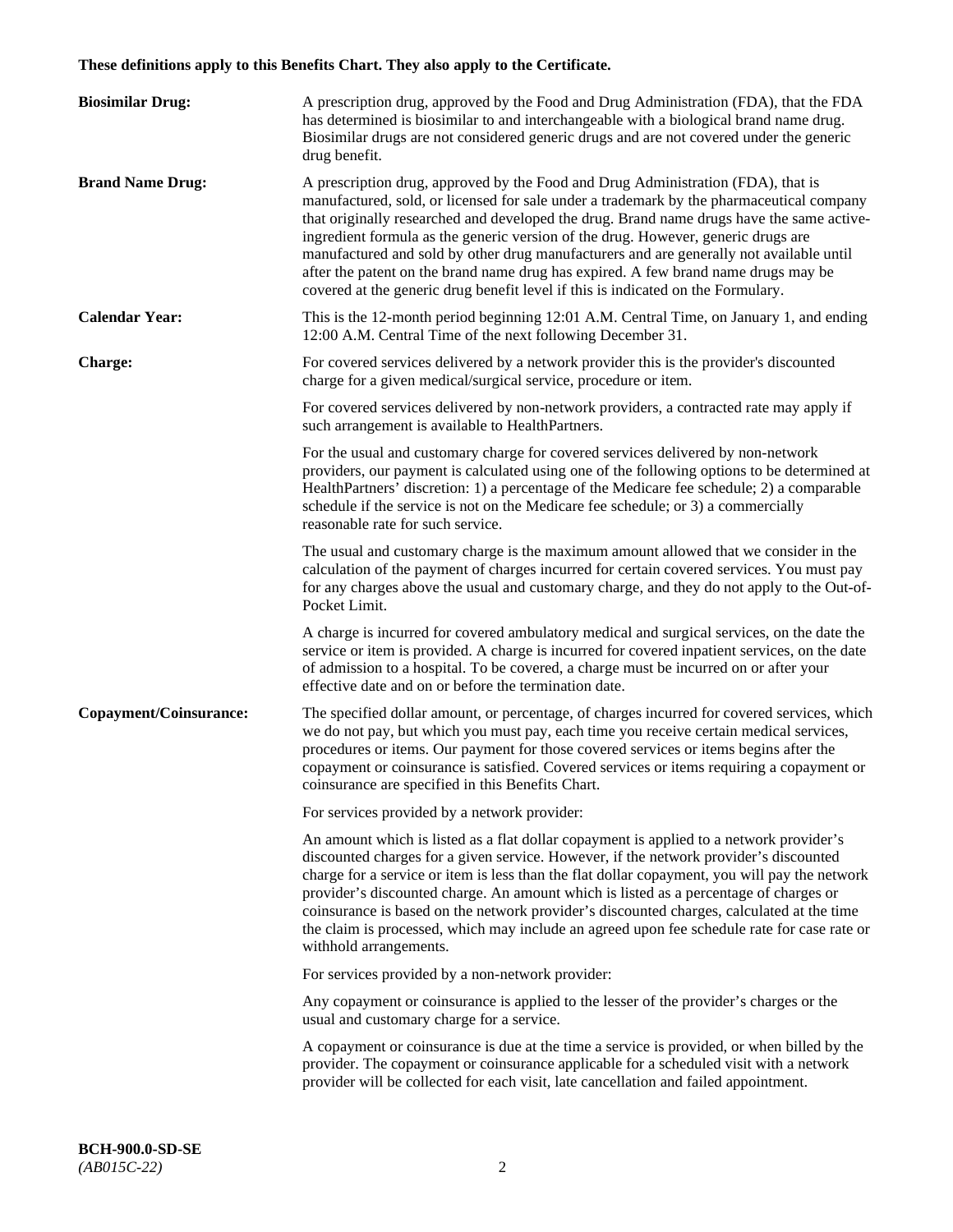**These definitions apply to this Benefits Chart. They also apply to the Certificate.**

**Biosimilar Drug:** A prescription drug, approved by the Food and Drug Administration (FDA), that the FDA has determined is biosimilar to and interchangeable with a biological brand name drug. Biosimilar drugs are not considered generic drugs and are not covered under the generic drug benefit.

**Brand Name Drug:** A prescription drug, approved by the Food and Drug Administration (FDA), that is manufactured, sold, or licensed for sale under a trademark by the pharmaceutical company that originally researched and developed the drug. Brand name drugs have the same active-ingredient formula as the generic version of the drug. However, generic drugs are manufactured and sold by other drug manufacturers and are generally not available until after the patent on the brand name drug has expired. A few brand name drugs may be covered at the generic drug benefit level if this is indicated on the Formulary.

**Calendar Year:** This is the 12-month period beginning 12:01 A.M. Central Time, on January 1, and ending 12:00 A.M. Central Time of the next following December 31.

**Charge:** For covered services delivered by a network provider this is the provider's discounted charge for a given medical/surgical service, procedure or item.

For covered services delivered by non-network providers, a contracted rate may apply if such arrangement is available to HealthPartners.

For the usual and customary charge for covered services delivered by non-network providers, our payment is calculated using one of the following options to be determined at HealthPartners' discretion: 1) a percentage of the Medicare fee schedule; 2) a comparable schedule if the service is not on the Medicare fee schedule; or 3) a commercially reasonable rate for such service.

The usual and customary charge is the maximum amount allowed that we consider in the calculation of the payment of charges incurred for certain covered services. You must pay for any charges above the usual and customary charge, and they do not apply to the Out-of-Pocket Limit.

A charge is incurred for covered ambulatory medical and surgical services, on the date the service or item is provided. A charge is incurred for covered inpatient services, on the date of admission to a hospital. To be covered, a charge must be incurred on or after your effective date and on or before the termination date.

**Copayment/Coinsurance:** The specified dollar amount, or percentage, of charges incurred for covered services, which we do not pay, but which you must pay, each time you receive certain medical services, procedures or items. Our payment for those covered services or items begins after the copayment or coinsurance is satisfied. Covered services or items requiring a copayment or coinsurance are specified in this Benefits Chart.

For services provided by a network provider:

An amount which is listed as a flat dollar copayment is applied to a network provider's discounted charges for a given service. However, if the network provider's discounted charge for a service or item is less than the flat dollar copayment, you will pay the network provider's discounted charge. An amount which is listed as a percentage of charges or coinsurance is based on the network provider's discounted charges, calculated at the time the claim is processed, which may include an agreed upon fee schedule rate for case rate or withhold arrangements.

For services provided by a non-network provider:

Any copayment or coinsurance is applied to the lesser of the provider's charges or the usual and customary charge for a service.

A copayment or coinsurance is due at the time a service is provided, or when billed by the provider. The copayment or coinsurance applicable for a scheduled visit with a network provider will be collected for each visit, late cancellation and failed appointment.

**BCH-900.0-SD-SE**
*(AB015C-22)*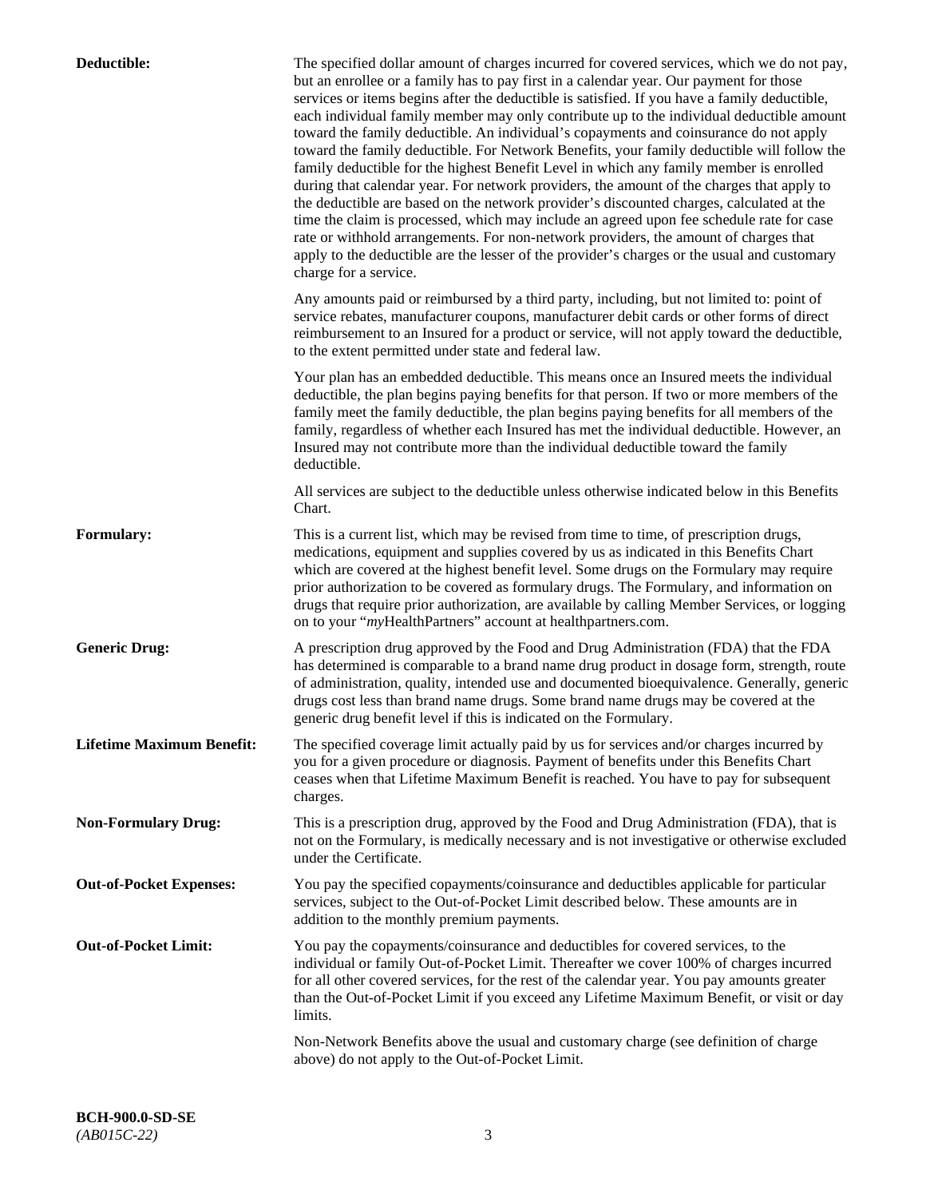**Deductible:** The specified dollar amount of charges incurred for covered services, which we do not pay, but an enrollee or a family has to pay first in a calendar year. Our payment for those services or items begins after the deductible is satisfied. If you have a family deductible, each individual family member may only contribute up to the individual deductible amount toward the family deductible. An individual's copayments and coinsurance do not apply toward the family deductible. For Network Benefits, your family deductible will follow the family deductible for the highest Benefit Level in which any family member is enrolled during that calendar year. For network providers, the amount of the charges that apply to the deductible are based on the network provider's discounted charges, calculated at the time the claim is processed, which may include an agreed upon fee schedule rate for case rate or withhold arrangements. For non-network providers, the amount of charges that apply to the deductible are the lesser of the provider's charges or the usual and customary charge for a service.

Any amounts paid or reimbursed by a third party, including, but not limited to: point of service rebates, manufacturer coupons, manufacturer debit cards or other forms of direct reimbursement to an Insured for a product or service, will not apply toward the deductible, to the extent permitted under state and federal law.

Your plan has an embedded deductible. This means once an Insured meets the individual deductible, the plan begins paying benefits for that person. If two or more members of the family meet the family deductible, the plan begins paying benefits for all members of the family, regardless of whether each Insured has met the individual deductible. However, an Insured may not contribute more than the individual deductible toward the family deductible.

All services are subject to the deductible unless otherwise indicated below in this Benefits Chart.

**Formulary:** This is a current list, which may be revised from time to time, of prescription drugs, medications, equipment and supplies covered by us as indicated in this Benefits Chart which are covered at the highest benefit level. Some drugs on the Formulary may require prior authorization to be covered as formulary drugs. The Formulary, and information on drugs that require prior authorization, are available by calling Member Services, or logging on to your "*my*HealthPartners" account at healthpartners.com.

**Generic Drug:** A prescription drug approved by the Food and Drug Administration (FDA) that the FDA has determined is comparable to a brand name drug product in dosage form, strength, route of administration, quality, intended use and documented bioequivalence. Generally, generic drugs cost less than brand name drugs. Some brand name drugs may be covered at the generic drug benefit level if this is indicated on the Formulary.

**Lifetime Maximum Benefit:** The specified coverage limit actually paid by us for services and/or charges incurred by you for a given procedure or diagnosis. Payment of benefits under this Benefits Chart ceases when that Lifetime Maximum Benefit is reached. You have to pay for subsequent charges.

**Non-Formulary Drug:** This is a prescription drug, approved by the Food and Drug Administration (FDA), that is not on the Formulary, is medically necessary and is not investigative or otherwise excluded under the Certificate.

**Out-of-Pocket Expenses:** You pay the specified copayments/coinsurance and deductibles applicable for particular services, subject to the Out-of-Pocket Limit described below. These amounts are in addition to the monthly premium payments.

**Out-of-Pocket Limit:** You pay the copayments/coinsurance and deductibles for covered services, to the individual or family Out-of-Pocket Limit. Thereafter we cover 100% of charges incurred for all other covered services, for the rest of the calendar year. You pay amounts greater than the Out-of-Pocket Limit if you exceed any Lifetime Maximum Benefit, or visit or day limits.

Non-Network Benefits above the usual and customary charge (see definition of charge above) do not apply to the Out-of-Pocket Limit.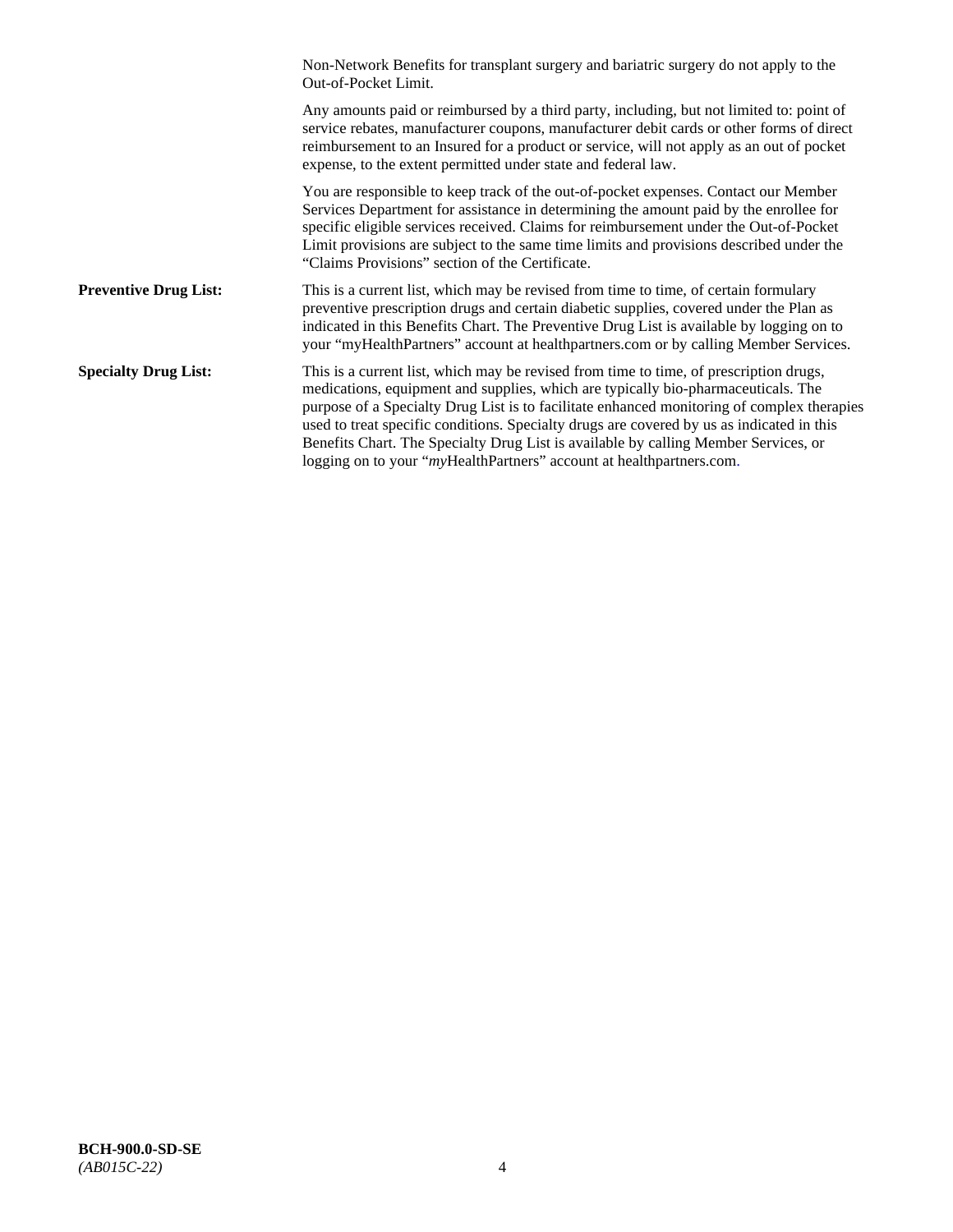Non-Network Benefits for transplant surgery and bariatric surgery do not apply to the Out-of-Pocket Limit.

Any amounts paid or reimbursed by a third party, including, but not limited to: point of service rebates, manufacturer coupons, manufacturer debit cards or other forms of direct reimbursement to an Insured for a product or service, will not apply as an out of pocket expense, to the extent permitted under state and federal law.

You are responsible to keep track of the out-of-pocket expenses. Contact our Member Services Department for assistance in determining the amount paid by the enrollee for specific eligible services received. Claims for reimbursement under the Out-of-Pocket Limit provisions are subject to the same time limits and provisions described under the "Claims Provisions" section of the Certificate.

**Preventive Drug List:** This is a current list, which may be revised from time to time, of certain formulary preventive prescription drugs and certain diabetic supplies, covered under the Plan as indicated in this Benefits Chart. The Preventive Drug List is available by logging on to your "myHealthPartners" account at healthpartners.com or by calling Member Services.

**Specialty Drug List:** This is a current list, which may be revised from time to time, of prescription drugs, medications, equipment and supplies, which are typically bio-pharmaceuticals. The purpose of a Specialty Drug List is to facilitate enhanced monitoring of complex therapies used to treat specific conditions. Specialty drugs are covered by us as indicated in this Benefits Chart. The Specialty Drug List is available by calling Member Services, or logging on to your "*my*HealthPartners" account at healthpartners.com.

**BCH-900.0-SD-SE**
*(AB015C-22)*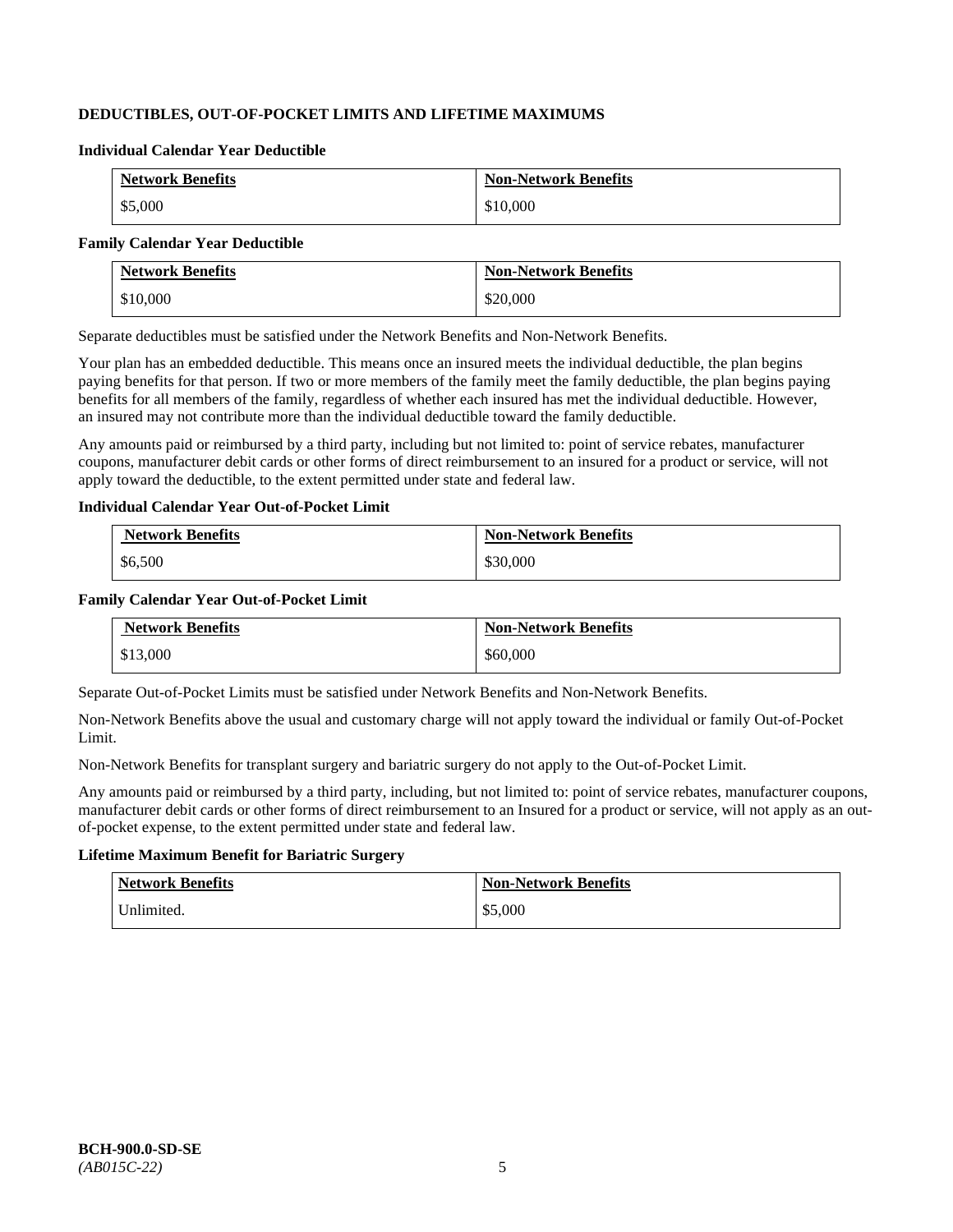**DEDUCTIBLES, OUT-OF-POCKET LIMITS AND LIFETIME MAXIMUMS**

**Individual Calendar Year Deductible**

| Network Benefits | Non-Network Benefits |
| --- | --- |
| $5,000 | $10,000 |

**Family Calendar Year Deductible**

| Network Benefits | Non-Network Benefits |
| --- | --- |
| $10,000 | $20,000 |

Separate deductibles must be satisfied under the Network Benefits and Non-Network Benefits.

Your plan has an embedded deductible. This means once an insured meets the individual deductible, the plan begins paying benefits for that person. If two or more members of the family meet the family deductible, the plan begins paying benefits for all members of the family, regardless of whether each insured has met the individual deductible. However, an insured may not contribute more than the individual deductible toward the family deductible.

Any amounts paid or reimbursed by a third party, including but not limited to: point of service rebates, manufacturer coupons, manufacturer debit cards or other forms of direct reimbursement to an insured for a product or service, will not apply toward the deductible, to the extent permitted under state and federal law.

**Individual Calendar Year Out-of-Pocket Limit**

| Network Benefits | Non-Network Benefits |
| --- | --- |
| $6,500 | $30,000 |

**Family Calendar Year Out-of-Pocket Limit**

| Network Benefits | Non-Network Benefits |
| --- | --- |
| $13,000 | $60,000 |

Separate Out-of-Pocket Limits must be satisfied under Network Benefits and Non-Network Benefits.

Non-Network Benefits above the usual and customary charge will not apply toward the individual or family Out-of-Pocket Limit.

Non-Network Benefits for transplant surgery and bariatric surgery do not apply to the Out-of-Pocket Limit.

Any amounts paid or reimbursed by a third party, including, but not limited to: point of service rebates, manufacturer coupons, manufacturer debit cards or other forms of direct reimbursement to an Insured for a product or service, will not apply as an out-of-pocket expense, to the extent permitted under state and federal law.

**Lifetime Maximum Benefit for Bariatric Surgery**

| Network Benefits | Non-Network Benefits |
| --- | --- |
| Unlimited. | $5,000 |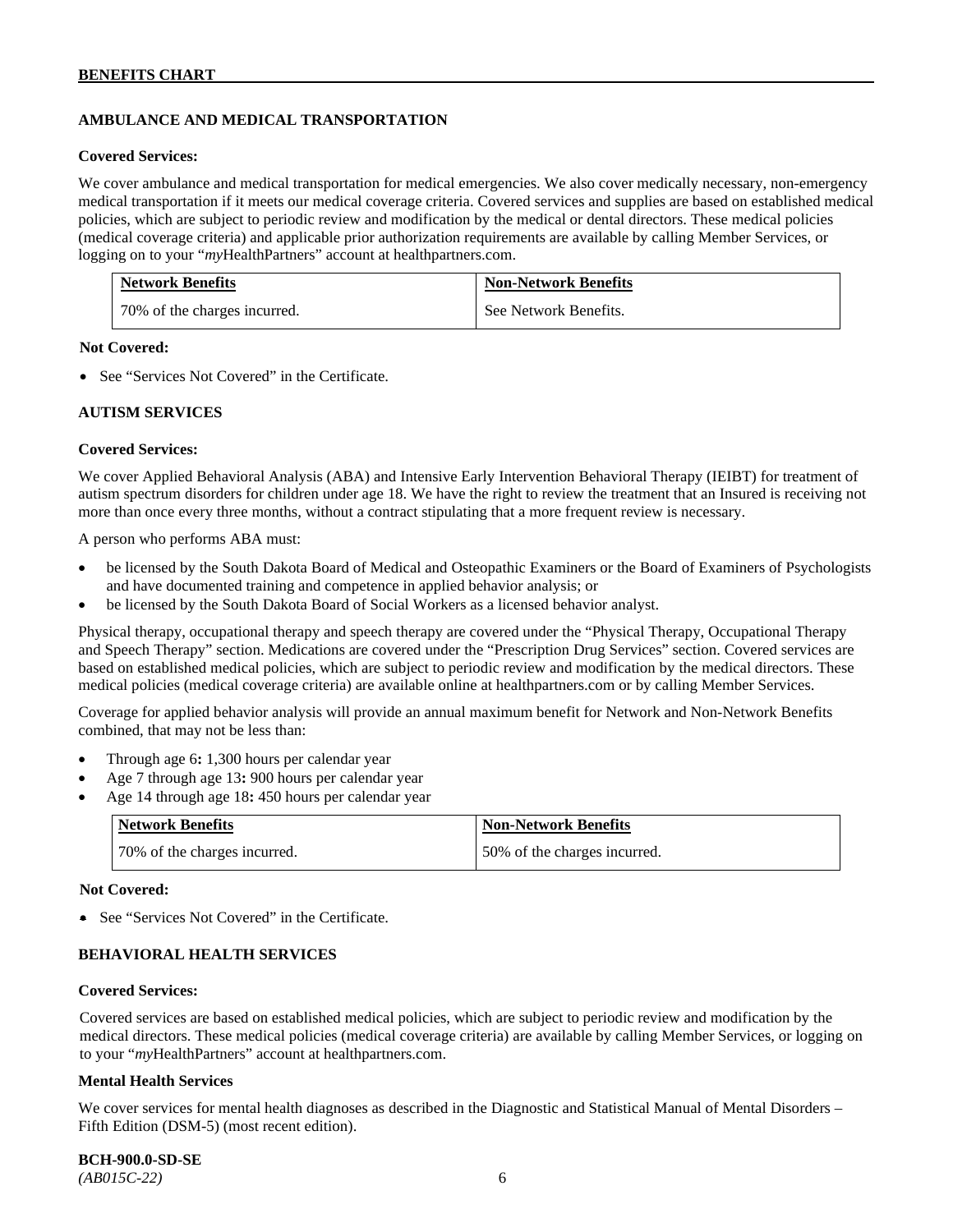## AMBULANCE AND MEDICAL TRANSPORTATION

**Covered Services:**

We cover ambulance and medical transportation for medical emergencies. We also cover medically necessary, non-emergency medical transportation if it meets our medical coverage criteria. Covered services and supplies are based on established medical policies, which are subject to periodic review and modification by the medical or dental directors. These medical policies (medical coverage criteria) and applicable prior authorization requirements are available by calling Member Services, or logging on to your "*my*HealthPartners" account at healthpartners.com.

| Network Benefits | Non-Network Benefits |
|---|---|
| 70% of the charges incurred. | See Network Benefits. |

**Not Covered:**

- See "Services Not Covered" in the Certificate.

## AUTISM SERVICES

**Covered Services:**

We cover Applied Behavioral Analysis (ABA) and Intensive Early Intervention Behavioral Therapy (IEIBT) for treatment of autism spectrum disorders for children under age 18. We have the right to review the treatment that an Insured is receiving not more than once every three months, without a contract stipulating that a more frequent review is necessary.

A person who performs ABA must:

- be licensed by the South Dakota Board of Medical and Osteopathic Examiners or the Board of Examiners of Psychologists and have documented training and competence in applied behavior analysis; or
- be licensed by the South Dakota Board of Social Workers as a licensed behavior analyst.

Physical therapy, occupational therapy and speech therapy are covered under the "Physical Therapy, Occupational Therapy and Speech Therapy" section. Medications are covered under the "Prescription Drug Services" section. Covered services are based on established medical policies, which are subject to periodic review and modification by the medical directors. These medical policies (medical coverage criteria) are available online at healthpartners.com or by calling Member Services.

Coverage for applied behavior analysis will provide an annual maximum benefit for Network and Non-Network Benefits combined, that may not be less than:

- Through age 6**:** 1,300 hours per calendar year
- Age 7 through age 13**:** 900 hours per calendar year
- Age 14 through age 18**:** 450 hours per calendar year

| Network Benefits | Non-Network Benefits |
|---|---|
| 70% of the charges incurred. | 50% of the charges incurred. |

**Not Covered:**

- See "Services Not Covered" in the Certificate.

## BEHAVIORAL HEALTH SERVICES

**Covered Services:**

Covered services are based on established medical policies, which are subject to periodic review and modification by the medical directors. These medical policies (medical coverage criteria) are available by calling Member Services, or logging on to your "*my*HealthPartners" account at healthpartners.com.

**Mental Health Services**

We cover services for mental health diagnoses as described in the Diagnostic and Statistical Manual of Mental Disorders – Fifth Edition (DSM-5) (most recent edition).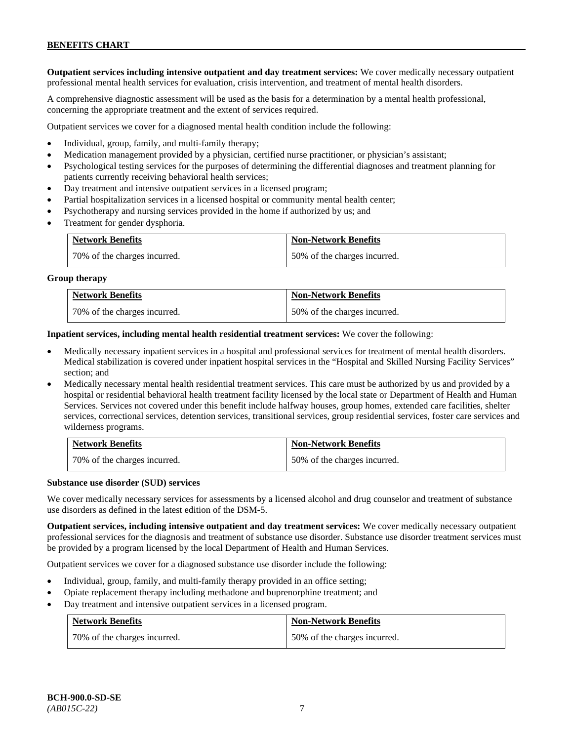**Outpatient services including intensive outpatient and day treatment services:** We cover medically necessary outpatient professional mental health services for evaluation, crisis intervention, and treatment of mental health disorders.

A comprehensive diagnostic assessment will be used as the basis for a determination by a mental health professional, concerning the appropriate treatment and the extent of services required.

Outpatient services we cover for a diagnosed mental health condition include the following:

- Individual, group, family, and multi-family therapy;
- Medication management provided by a physician, certified nurse practitioner, or physician's assistant;
- Psychological testing services for the purposes of determining the differential diagnoses and treatment planning for patients currently receiving behavioral health services;
- Day treatment and intensive outpatient services in a licensed program;
- Partial hospitalization services in a licensed hospital or community mental health center;
- Psychotherapy and nursing services provided in the home if authorized by us; and
- Treatment for gender dysphoria.

| Network Benefits | Non-Network Benefits |
|---|---|
| 70% of the charges incurred. | 50% of the charges incurred. |

**Group therapy**

| Network Benefits | Non-Network Benefits |
|---|---|
| 70% of the charges incurred. | 50% of the charges incurred. |

**Inpatient services, including mental health residential treatment services:** We cover the following:

- Medically necessary inpatient services in a hospital and professional services for treatment of mental health disorders. Medical stabilization is covered under inpatient hospital services in the "Hospital and Skilled Nursing Facility Services" section; and
- Medically necessary mental health residential treatment services. This care must be authorized by us and provided by a hospital or residential behavioral health treatment facility licensed by the local state or Department of Health and Human Services. Services not covered under this benefit include halfway houses, group homes, extended care facilities, shelter services, correctional services, detention services, transitional services, group residential services, foster care services and wilderness programs.

| Network Benefits | Non-Network Benefits |
|---|---|
| 70% of the charges incurred. | 50% of the charges incurred. |

**Substance use disorder (SUD) services**

We cover medically necessary services for assessments by a licensed alcohol and drug counselor and treatment of substance use disorders as defined in the latest edition of the DSM-5.

**Outpatient services, including intensive outpatient and day treatment services:** We cover medically necessary outpatient professional services for the diagnosis and treatment of substance use disorder. Substance use disorder treatment services must be provided by a program licensed by the local Department of Health and Human Services.

Outpatient services we cover for a diagnosed substance use disorder include the following:

- Individual, group, family, and multi-family therapy provided in an office setting;
- Opiate replacement therapy including methadone and buprenorphine treatment; and
- Day treatment and intensive outpatient services in a licensed program.

| Network Benefits | Non-Network Benefits |
|---|---|
| 70% of the charges incurred. | 50% of the charges incurred. |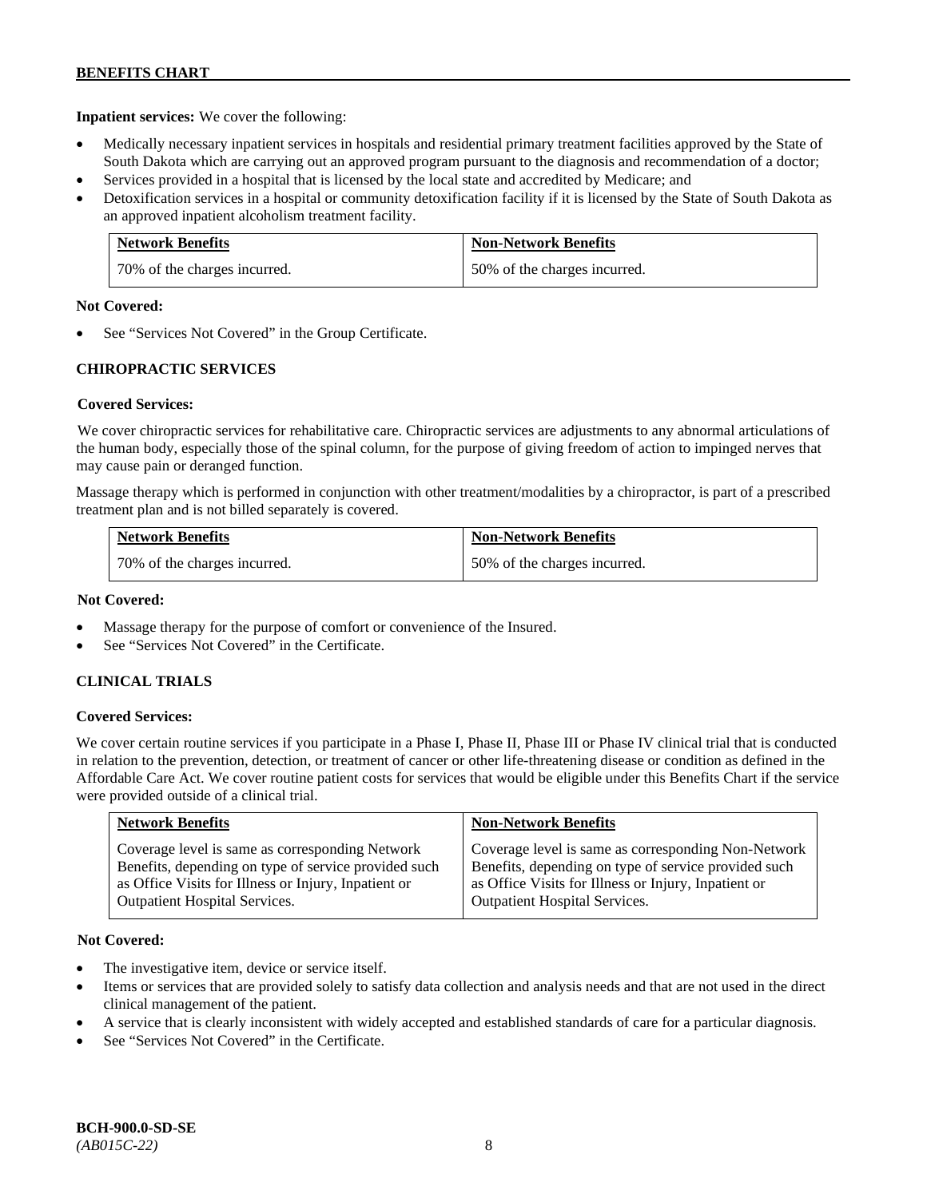**Inpatient services:** We cover the following:

- Medically necessary inpatient services in hospitals and residential primary treatment facilities approved by the State of South Dakota which are carrying out an approved program pursuant to the diagnosis and recommendation of a doctor;
- Services provided in a hospital that is licensed by the local state and accredited by Medicare; and
- Detoxification services in a hospital or community detoxification facility if it is licensed by the State of South Dakota as an approved inpatient alcoholism treatment facility.

| Network Benefits | Non-Network Benefits |
|---|---|
| 70% of the charges incurred. | 50% of the charges incurred. |

**Not Covered:**

- See "Services Not Covered" in the Group Certificate.

## CHIROPRACTIC SERVICES

**Covered Services:**

We cover chiropractic services for rehabilitative care. Chiropractic services are adjustments to any abnormal articulations of the human body, especially those of the spinal column, for the purpose of giving freedom of action to impinged nerves that may cause pain or deranged function.

Massage therapy which is performed in conjunction with other treatment/modalities by a chiropractor, is part of a prescribed treatment plan and is not billed separately is covered.

| Network Benefits | Non-Network Benefits |
|---|---|
| 70% of the charges incurred. | 50% of the charges incurred. |

**Not Covered:**

- Massage therapy for the purpose of comfort or convenience of the Insured.
- See "Services Not Covered" in the Certificate.

## CLINICAL TRIALS

**Covered Services:**

We cover certain routine services if you participate in a Phase I, Phase II, Phase III or Phase IV clinical trial that is conducted in relation to the prevention, detection, or treatment of cancer or other life-threatening disease or condition as defined in the Affordable Care Act. We cover routine patient costs for services that would be eligible under this Benefits Chart if the service were provided outside of a clinical trial.

| Network Benefits | Non-Network Benefits |
|---|---|
| Coverage level is same as corresponding Network Benefits, depending on type of service provided such as Office Visits for Illness or Injury, Inpatient or Outpatient Hospital Services. | Coverage level is same as corresponding Non-Network Benefits, depending on type of service provided such as Office Visits for Illness or Injury, Inpatient or Outpatient Hospital Services. |

**Not Covered:**

- The investigative item, device or service itself.
- Items or services that are provided solely to satisfy data collection and analysis needs and that are not used in the direct clinical management of the patient.
- A service that is clearly inconsistent with widely accepted and established standards of care for a particular diagnosis.
- See "Services Not Covered" in the Certificate.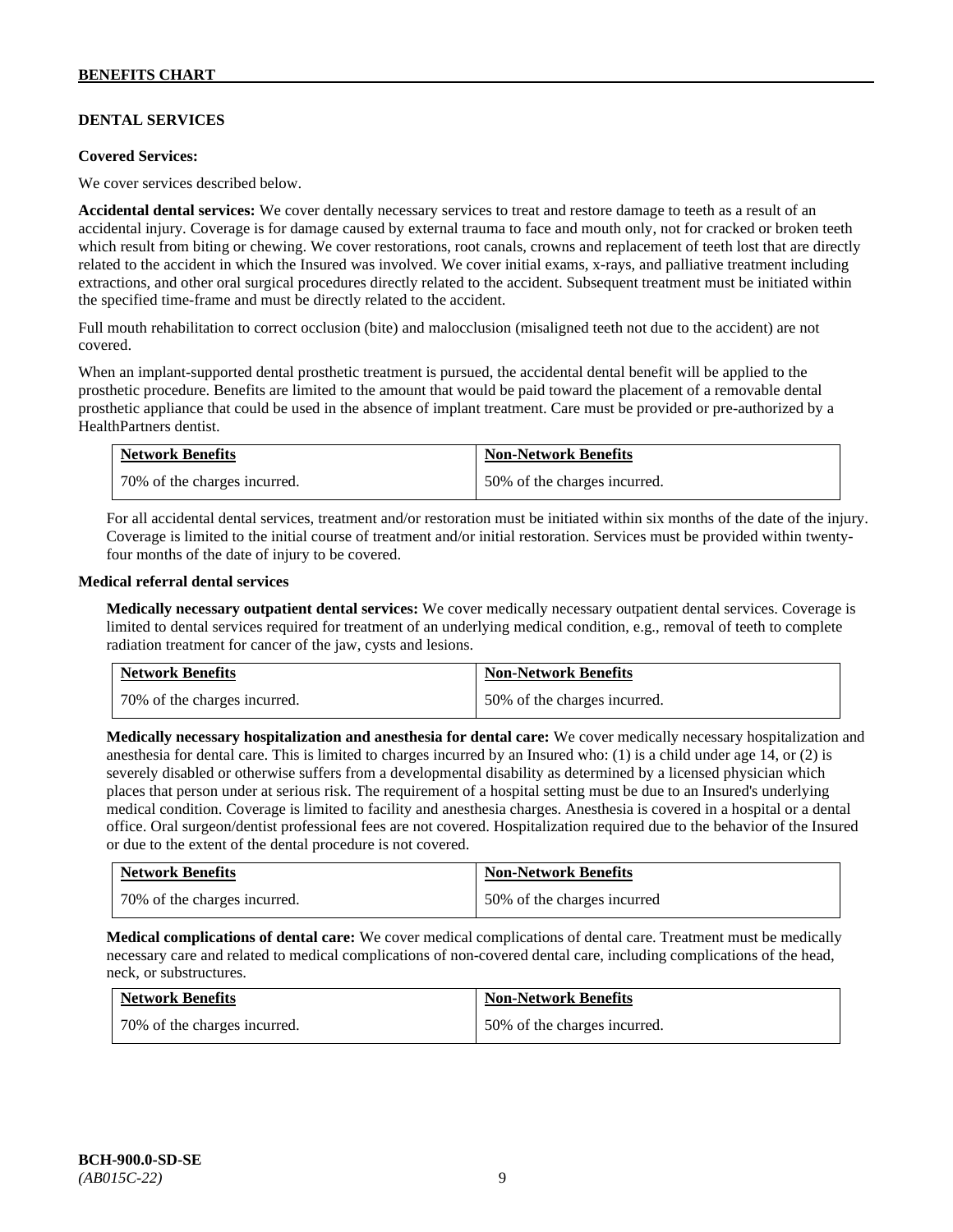## DENTAL SERVICES

**Covered Services:**

We cover services described below.

**Accidental dental services:** We cover dentally necessary services to treat and restore damage to teeth as a result of an accidental injury. Coverage is for damage caused by external trauma to face and mouth only, not for cracked or broken teeth which result from biting or chewing. We cover restorations, root canals, crowns and replacement of teeth lost that are directly related to the accident in which the Insured was involved. We cover initial exams, x-rays, and palliative treatment including extractions, and other oral surgical procedures directly related to the accident. Subsequent treatment must be initiated within the specified time-frame and must be directly related to the accident.

Full mouth rehabilitation to correct occlusion (bite) and malocclusion (misaligned teeth not due to the accident) are not covered.

When an implant-supported dental prosthetic treatment is pursued, the accidental dental benefit will be applied to the prosthetic procedure. Benefits are limited to the amount that would be paid toward the placement of a removable dental prosthetic appliance that could be used in the absence of implant treatment. Care must be provided or pre-authorized by a HealthPartners dentist.

| Network Benefits | Non-Network Benefits |
|---|---|
| 70% of the charges incurred. | 50% of the charges incurred. |

For all accidental dental services, treatment and/or restoration must be initiated within six months of the date of the injury. Coverage is limited to the initial course of treatment and/or initial restoration. Services must be provided within twenty-four months of the date of injury to be covered.

**Medical referral dental services**

**Medically necessary outpatient dental services:** We cover medically necessary outpatient dental services. Coverage is limited to dental services required for treatment of an underlying medical condition, e.g., removal of teeth to complete radiation treatment for cancer of the jaw, cysts and lesions.

| Network Benefits | Non-Network Benefits |
|---|---|
| 70% of the charges incurred. | 50% of the charges incurred. |

**Medically necessary hospitalization and anesthesia for dental care:** We cover medically necessary hospitalization and anesthesia for dental care. This is limited to charges incurred by an Insured who: (1) is a child under age 14, or (2) is severely disabled or otherwise suffers from a developmental disability as determined by a licensed physician which places that person under at serious risk. The requirement of a hospital setting must be due to an Insured's underlying medical condition. Coverage is limited to facility and anesthesia charges. Anesthesia is covered in a hospital or a dental office. Oral surgeon/dentist professional fees are not covered. Hospitalization required due to the behavior of the Insured or due to the extent of the dental procedure is not covered.

| Network Benefits | Non-Network Benefits |
|---|---|
| 70% of the charges incurred. | 50% of the charges incurred |

**Medical complications of dental care:** We cover medical complications of dental care. Treatment must be medically necessary care and related to medical complications of non-covered dental care, including complications of the head, neck, or substructures.

| Network Benefits | Non-Network Benefits |
|---|---|
| 70% of the charges incurred. | 50% of the charges incurred. |

**BCH-900.0-SD-SE**
*(AB015C-22)*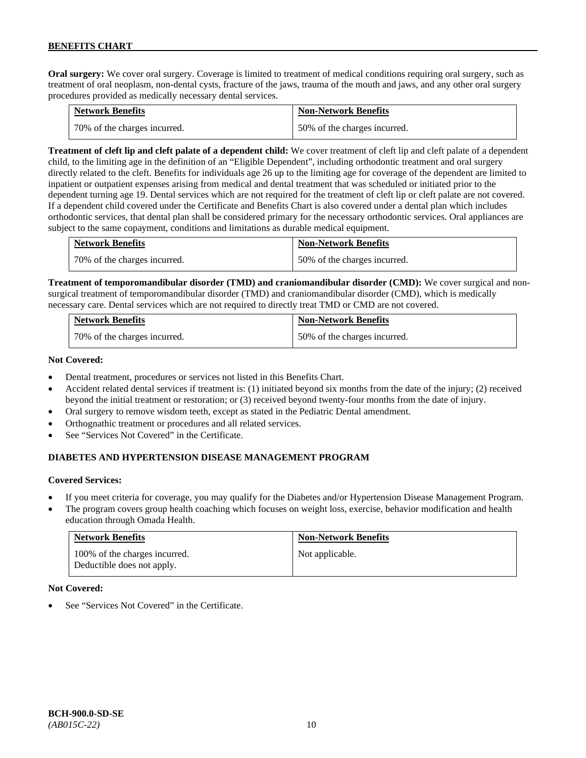**Oral surgery:** We cover oral surgery. Coverage is limited to treatment of medical conditions requiring oral surgery, such as treatment of oral neoplasm, non-dental cysts, fracture of the jaws, trauma of the mouth and jaws, and any other oral surgery procedures provided as medically necessary dental services.

| Network Benefits | Non-Network Benefits |
|---|---|
| 70% of the charges incurred. | 50% of the charges incurred. |

**Treatment of cleft lip and cleft palate of a dependent child:** We cover treatment of cleft lip and cleft palate of a dependent child, to the limiting age in the definition of an "Eligible Dependent", including orthodontic treatment and oral surgery directly related to the cleft. Benefits for individuals age 26 up to the limiting age for coverage of the dependent are limited to inpatient or outpatient expenses arising from medical and dental treatment that was scheduled or initiated prior to the dependent turning age 19. Dental services which are not required for the treatment of cleft lip or cleft palate are not covered. If a dependent child covered under the Certificate and Benefits Chart is also covered under a dental plan which includes orthodontic services, that dental plan shall be considered primary for the necessary orthodontic services. Oral appliances are subject to the same copayment, conditions and limitations as durable medical equipment.

| Network Benefits | Non-Network Benefits |
|---|---|
| 70% of the charges incurred. | 50% of the charges incurred. |

**Treatment of temporomandibular disorder (TMD) and craniomandibular disorder (CMD):** We cover surgical and non-surgical treatment of temporomandibular disorder (TMD) and craniomandibular disorder (CMD), which is medically necessary care. Dental services which are not required to directly treat TMD or CMD are not covered.

| Network Benefits | Non-Network Benefits |
|---|---|
| 70% of the charges incurred. | 50% of the charges incurred. |

**Not Covered:**

- Dental treatment, procedures or services not listed in this Benefits Chart.
- Accident related dental services if treatment is: (1) initiated beyond six months from the date of the injury; (2) received beyond the initial treatment or restoration; or (3) received beyond twenty-four months from the date of injury.
- Oral surgery to remove wisdom teeth, except as stated in the Pediatric Dental amendment.
- Orthognathic treatment or procedures and all related services.
- See "Services Not Covered" in the Certificate.

## DIABETES AND HYPERTENSION DISEASE MANAGEMENT PROGRAM

**Covered Services:**

- If you meet criteria for coverage, you may qualify for the Diabetes and/or Hypertension Disease Management Program.
- The program covers group health coaching which focuses on weight loss, exercise, behavior modification and health education through Omada Health.

| Network Benefits | Non-Network Benefits |
|---|---|
| 100% of the charges incurred. Deductible does not apply. | Not applicable. |

**Not Covered:**

- See "Services Not Covered" in the Certificate.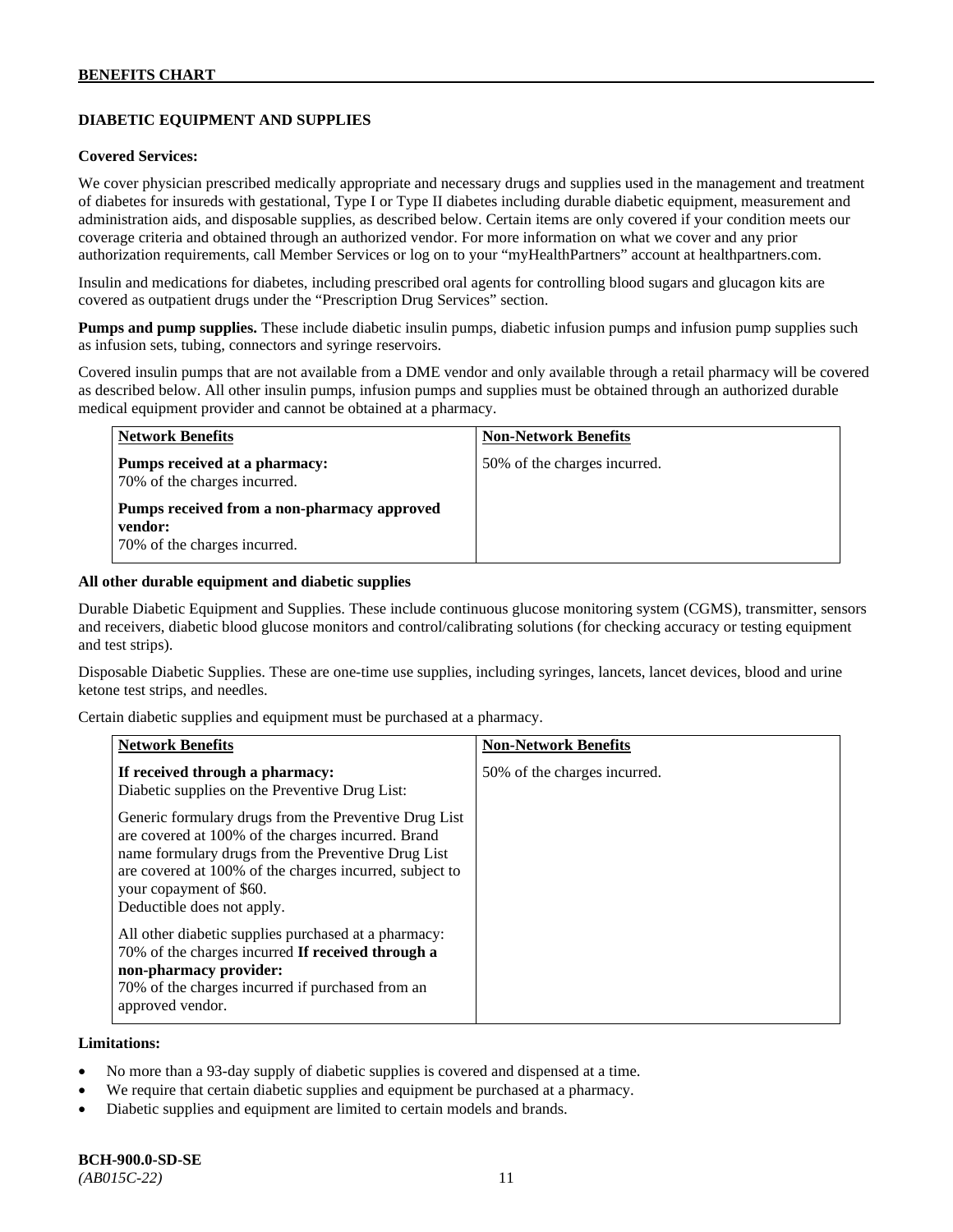## DIABETIC EQUIPMENT AND SUPPLIES

**Covered Services:**

We cover physician prescribed medically appropriate and necessary drugs and supplies used in the management and treatment of diabetes for insureds with gestational, Type I or Type II diabetes including durable diabetic equipment, measurement and administration aids, and disposable supplies, as described below. Certain items are only covered if your condition meets our coverage criteria and obtained through an authorized vendor. For more information on what we cover and any prior authorization requirements, call Member Services or log on to your "myHealthPartners" account at healthpartners.com.

Insulin and medications for diabetes, including prescribed oral agents for controlling blood sugars and glucagon kits are covered as outpatient drugs under the "Prescription Drug Services" section.

**Pumps and pump supplies.** These include diabetic insulin pumps, diabetic infusion pumps and infusion pump supplies such as infusion sets, tubing, connectors and syringe reservoirs.

Covered insulin pumps that are not available from a DME vendor and only available through a retail pharmacy will be covered as described below. All other insulin pumps, infusion pumps and supplies must be obtained through an authorized durable medical equipment provider and cannot be obtained at a pharmacy.

| Network Benefits | Non-Network Benefits |
|---|---|
| **Pumps received at a pharmacy:**<br>70% of the charges incurred.<br><br>**Pumps received from a non-pharmacy approved vendor:**<br>70% of the charges incurred. | 50% of the charges incurred. |

**All other durable equipment and diabetic supplies**

Durable Diabetic Equipment and Supplies. These include continuous glucose monitoring system (CGMS), transmitter, sensors and receivers, diabetic blood glucose monitors and control/calibrating solutions (for checking accuracy or testing equipment and test strips).

Disposable Diabetic Supplies. These are one-time use supplies, including syringes, lancets, lancet devices, blood and urine ketone test strips, and needles.

Certain diabetic supplies and equipment must be purchased at a pharmacy.

| Network Benefits | Non-Network Benefits |
|---|---|
| **If received through a pharmacy:**<br>Diabetic supplies on the Preventive Drug List:<br><br>Generic formulary drugs from the Preventive Drug List are covered at 100% of the charges incurred. Brand name formulary drugs from the Preventive Drug List are covered at 100% of the charges incurred, subject to your copayment of $60.<br>Deductible does not apply.<br><br>All other diabetic supplies purchased at a pharmacy:<br>70% of the charges incurred **If received through a non-pharmacy provider:**<br>70% of the charges incurred if purchased from an approved vendor. | 50% of the charges incurred. |

**Limitations:**

- No more than a 93-day supply of diabetic supplies is covered and dispensed at a time.
- We require that certain diabetic supplies and equipment be purchased at a pharmacy.
- Diabetic supplies and equipment are limited to certain models and brands.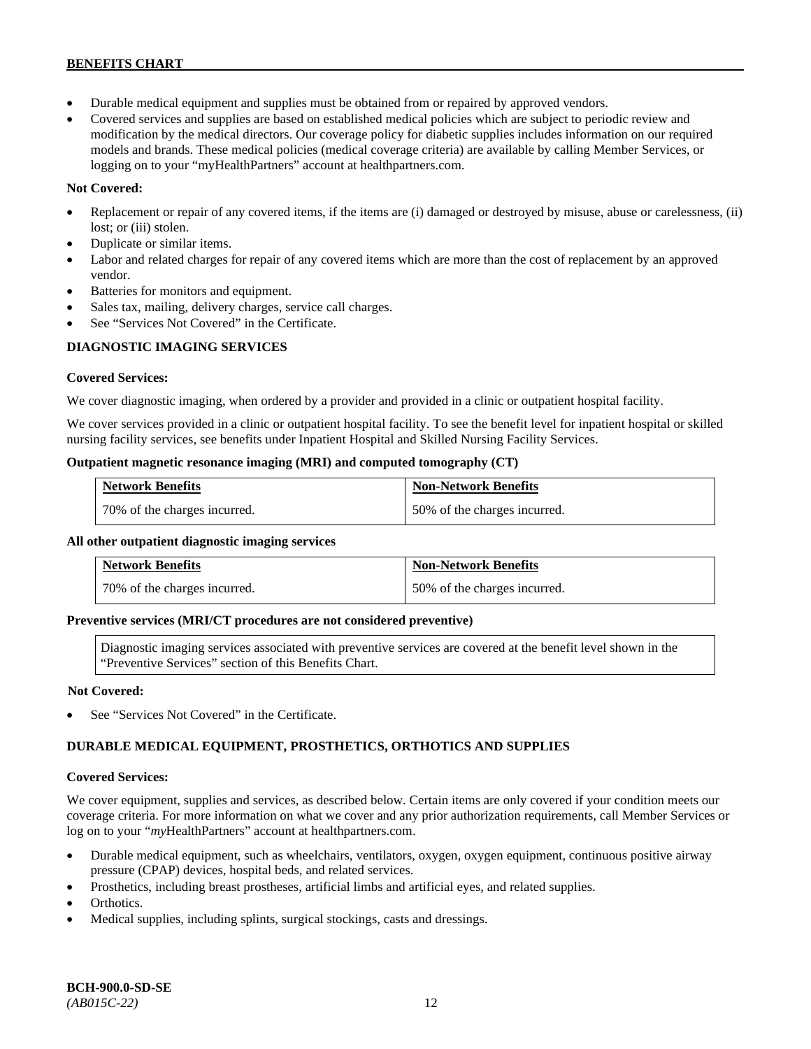- Durable medical equipment and supplies must be obtained from or repaired by approved vendors.
- Covered services and supplies are based on established medical policies which are subject to periodic review and modification by the medical directors. Our coverage policy for diabetic supplies includes information on our required models and brands. These medical policies (medical coverage criteria) are available by calling Member Services, or logging on to your "myHealthPartners" account at healthpartners.com.

**Not Covered:**

- Replacement or repair of any covered items, if the items are (i) damaged or destroyed by misuse, abuse or carelessness, (ii) lost; or (iii) stolen.
- Duplicate or similar items.
- Labor and related charges for repair of any covered items which are more than the cost of replacement by an approved vendor.
- Batteries for monitors and equipment.
- Sales tax, mailing, delivery charges, service call charges.
- See "Services Not Covered" in the Certificate.

**DIAGNOSTIC IMAGING SERVICES**

**Covered Services:**

We cover diagnostic imaging, when ordered by a provider and provided in a clinic or outpatient hospital facility.

We cover services provided in a clinic or outpatient hospital facility. To see the benefit level for inpatient hospital or skilled nursing facility services, see benefits under Inpatient Hospital and Skilled Nursing Facility Services.

**Outpatient magnetic resonance imaging (MRI) and computed tomography (CT)**

| Network Benefits | Non-Network Benefits |
|---|---|
| 70% of the charges incurred. | 50% of the charges incurred. |

**All other outpatient diagnostic imaging services**

| Network Benefits | Non-Network Benefits |
|---|---|
| 70% of the charges incurred. | 50% of the charges incurred. |

**Preventive services (MRI/CT procedures are not considered preventive)**

Diagnostic imaging services associated with preventive services are covered at the benefit level shown in the "Preventive Services" section of this Benefits Chart.

**Not Covered:**

- See "Services Not Covered" in the Certificate.

**DURABLE MEDICAL EQUIPMENT, PROSTHETICS, ORTHOTICS AND SUPPLIES**

**Covered Services:**

We cover equipment, supplies and services, as described below. Certain items are only covered if your condition meets our coverage criteria. For more information on what we cover and any prior authorization requirements, call Member Services or log on to your "*my*HealthPartners" account at healthpartners.com.

- Durable medical equipment, such as wheelchairs, ventilators, oxygen, oxygen equipment, continuous positive airway pressure (CPAP) devices, hospital beds, and related services.
- Prosthetics, including breast prostheses, artificial limbs and artificial eyes, and related supplies.
- Orthotics.
- Medical supplies, including splints, surgical stockings, casts and dressings.

**BCH-900.0-SD-SE**
*(AB015C-22)*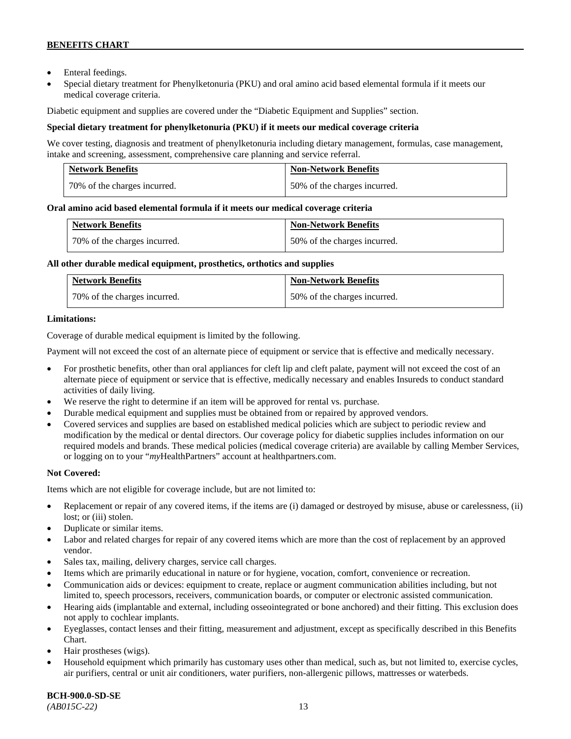- Enteral feedings.
- Special dietary treatment for Phenylketonuria (PKU) and oral amino acid based elemental formula if it meets our medical coverage criteria.

Diabetic equipment and supplies are covered under the "Diabetic Equipment and Supplies" section.

**Special dietary treatment for phenylketonuria (PKU) if it meets our medical coverage criteria**

We cover testing, diagnosis and treatment of phenylketonuria including dietary management, formulas, case management, intake and screening, assessment, comprehensive care planning and service referral.

| Network Benefits | Non-Network Benefits |
|---|---|
| 70% of the charges incurred. | 50% of the charges incurred. |

**Oral amino acid based elemental formula if it meets our medical coverage criteria**

| Network Benefits | Non-Network Benefits |
|---|---|
| 70% of the charges incurred. | 50% of the charges incurred. |

**All other durable medical equipment, prosthetics, orthotics and supplies**

| Network Benefits | Non-Network Benefits |
|---|---|
| 70% of the charges incurred. | 50% of the charges incurred. |

**Limitations:**

Coverage of durable medical equipment is limited by the following.

Payment will not exceed the cost of an alternate piece of equipment or service that is effective and medically necessary.

- For prosthetic benefits, other than oral appliances for cleft lip and cleft palate, payment will not exceed the cost of an alternate piece of equipment or service that is effective, medically necessary and enables Insureds to conduct standard activities of daily living.
- We reserve the right to determine if an item will be approved for rental vs. purchase.
- Durable medical equipment and supplies must be obtained from or repaired by approved vendors.
- Covered services and supplies are based on established medical policies which are subject to periodic review and modification by the medical or dental directors. Our coverage policy for diabetic supplies includes information on our required models and brands. These medical policies (medical coverage criteria) are available by calling Member Services, or logging on to your "*my*HealthPartners" account at healthpartners.com.

**Not Covered:**

Items which are not eligible for coverage include, but are not limited to:

- Replacement or repair of any covered items, if the items are (i) damaged or destroyed by misuse, abuse or carelessness, (ii) lost; or (iii) stolen.
- Duplicate or similar items.
- Labor and related charges for repair of any covered items which are more than the cost of replacement by an approved vendor.
- Sales tax, mailing, delivery charges, service call charges.
- Items which are primarily educational in nature or for hygiene, vocation, comfort, convenience or recreation.
- Communication aids or devices: equipment to create, replace or augment communication abilities including, but not limited to, speech processors, receivers, communication boards, or computer or electronic assisted communication.
- Hearing aids (implantable and external, including osseointegrated or bone anchored) and their fitting. This exclusion does not apply to cochlear implants.
- Eyeglasses, contact lenses and their fitting, measurement and adjustment, except as specifically described in this Benefits Chart.
- Hair prostheses (wigs).
- Household equipment which primarily has customary uses other than medical, such as, but not limited to, exercise cycles, air purifiers, central or unit air conditioners, water purifiers, non-allergenic pillows, mattresses or waterbeds.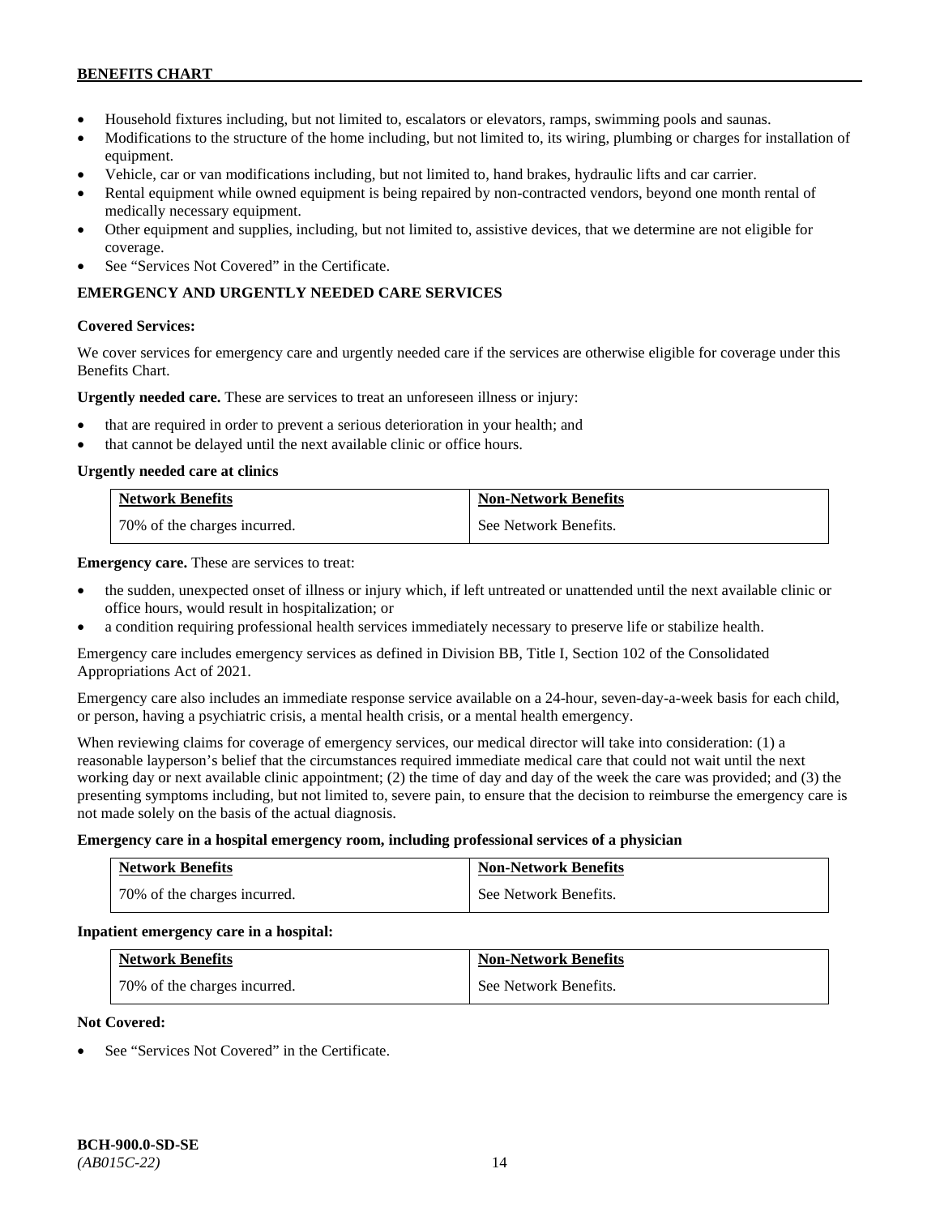- Household fixtures including, but not limited to, escalators or elevators, ramps, swimming pools and saunas.
- Modifications to the structure of the home including, but not limited to, its wiring, plumbing or charges for installation of equipment.
- Vehicle, car or van modifications including, but not limited to, hand brakes, hydraulic lifts and car carrier.
- Rental equipment while owned equipment is being repaired by non-contracted vendors, beyond one month rental of medically necessary equipment.
- Other equipment and supplies, including, but not limited to, assistive devices, that we determine are not eligible for coverage.
- See "Services Not Covered" in the Certificate.

## EMERGENCY AND URGENTLY NEEDED CARE SERVICES

**Covered Services:**

We cover services for emergency care and urgently needed care if the services are otherwise eligible for coverage under this Benefits Chart.

**Urgently needed care.** These are services to treat an unforeseen illness or injury:

- that are required in order to prevent a serious deterioration in your health; and
- that cannot be delayed until the next available clinic or office hours.

**Urgently needed care at clinics**

| Network Benefits | Non-Network Benefits |
|---|---|
| 70% of the charges incurred. | See Network Benefits. |

**Emergency care.** These are services to treat:

- the sudden, unexpected onset of illness or injury which, if left untreated or unattended until the next available clinic or office hours, would result in hospitalization; or
- a condition requiring professional health services immediately necessary to preserve life or stabilize health.

Emergency care includes emergency services as defined in Division BB, Title I, Section 102 of the Consolidated Appropriations Act of 2021.

Emergency care also includes an immediate response service available on a 24-hour, seven-day-a-week basis for each child, or person, having a psychiatric crisis, a mental health crisis, or a mental health emergency.

When reviewing claims for coverage of emergency services, our medical director will take into consideration: (1) a reasonable layperson's belief that the circumstances required immediate medical care that could not wait until the next working day or next available clinic appointment; (2) the time of day and day of the week the care was provided; and (3) the presenting symptoms including, but not limited to, severe pain, to ensure that the decision to reimburse the emergency care is not made solely on the basis of the actual diagnosis.

**Emergency care in a hospital emergency room, including professional services of a physician**

| Network Benefits | Non-Network Benefits |
|---|---|
| 70% of the charges incurred. | See Network Benefits. |

**Inpatient emergency care in a hospital:**

| Network Benefits | Non-Network Benefits |
|---|---|
| 70% of the charges incurred. | See Network Benefits. |

**Not Covered:**

- See "Services Not Covered" in the Certificate.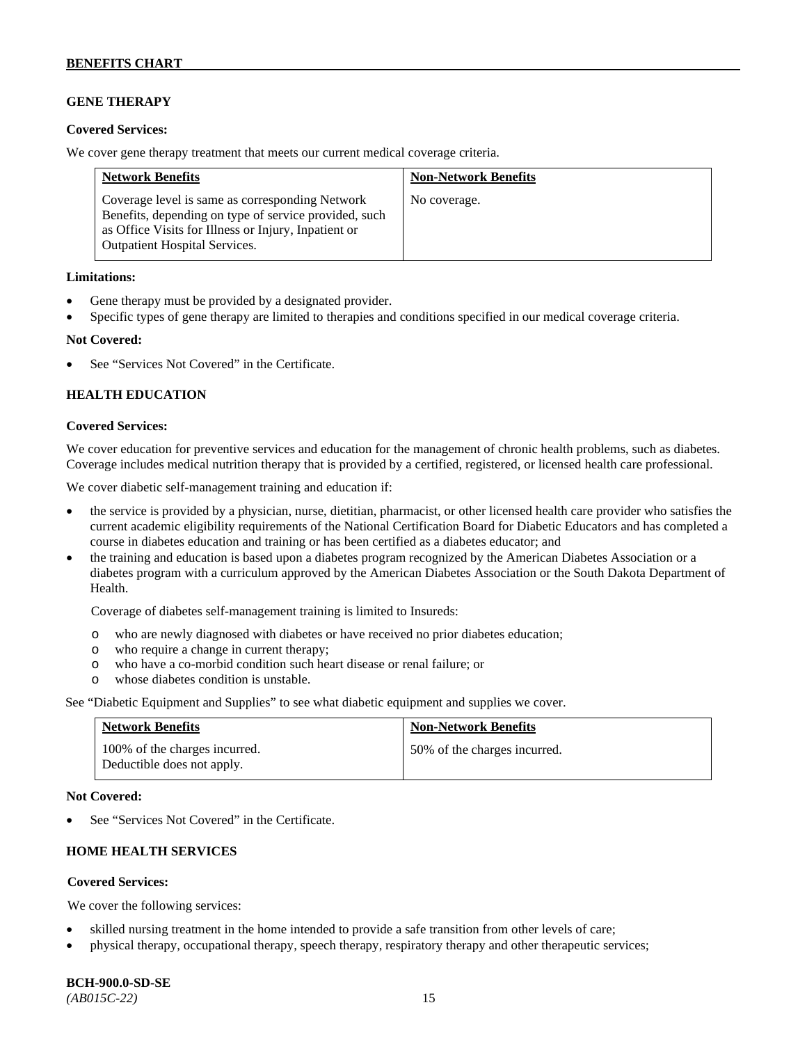## GENE THERAPY

**Covered Services:**

We cover gene therapy treatment that meets our current medical coverage criteria.

| Network Benefits | Non-Network Benefits |
| --- | --- |
| Coverage level is same as corresponding Network Benefits, depending on type of service provided, such as Office Visits for Illness or Injury, Inpatient or Outpatient Hospital Services. | No coverage. |

**Limitations:**

- Gene therapy must be provided by a designated provider.
- Specific types of gene therapy are limited to therapies and conditions specified in our medical coverage criteria.

**Not Covered:**

- See "Services Not Covered" in the Certificate.

## HEALTH EDUCATION

**Covered Services:**

We cover education for preventive services and education for the management of chronic health problems, such as diabetes. Coverage includes medical nutrition therapy that is provided by a certified, registered, or licensed health care professional.

We cover diabetic self-management training and education if:

- the service is provided by a physician, nurse, dietitian, pharmacist, or other licensed health care provider who satisfies the current academic eligibility requirements of the National Certification Board for Diabetic Educators and has completed a course in diabetes education and training or has been certified as a diabetes educator; and
- the training and education is based upon a diabetes program recognized by the American Diabetes Association or a diabetes program with a curriculum approved by the American Diabetes Association or the South Dakota Department of Health.

  Coverage of diabetes self-management training is limited to Insureds:

  - who are newly diagnosed with diabetes or have received no prior diabetes education;
  - who require a change in current therapy;
  - who have a co-morbid condition such heart disease or renal failure; or
  - whose diabetes condition is unstable.

See "Diabetic Equipment and Supplies" to see what diabetic equipment and supplies we cover.

| Network Benefits | Non-Network Benefits |
| --- | --- |
| 100% of the charges incurred. Deductible does not apply. | 50% of the charges incurred. |

**Not Covered:**

- See "Services Not Covered" in the Certificate.

## HOME HEALTH SERVICES

**Covered Services:**

We cover the following services:

- skilled nursing treatment in the home intended to provide a safe transition from other levels of care;
- physical therapy, occupational therapy, speech therapy, respiratory therapy and other therapeutic services;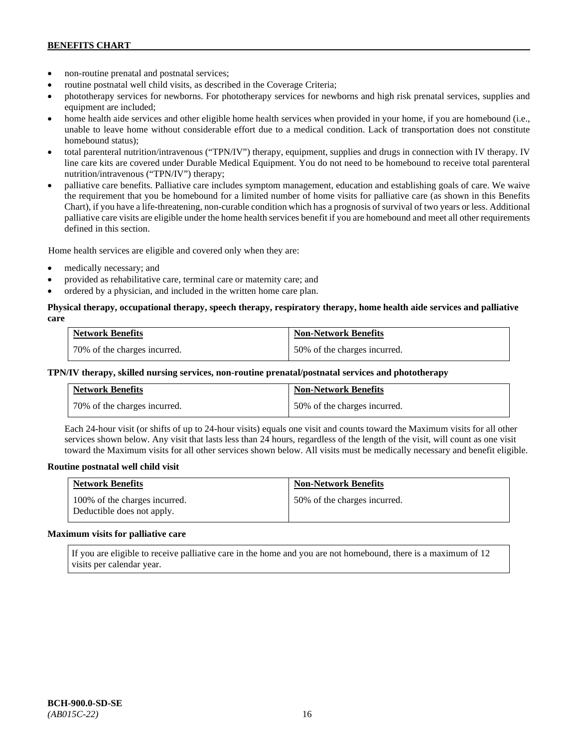- non-routine prenatal and postnatal services;
- routine postnatal well child visits, as described in the Coverage Criteria;
- phototherapy services for newborns. For phototherapy services for newborns and high risk prenatal services, supplies and equipment are included;
- home health aide services and other eligible home health services when provided in your home, if you are homebound (i.e., unable to leave home without considerable effort due to a medical condition. Lack of transportation does not constitute homebound status);
- total parenteral nutrition/intravenous ("TPN/IV") therapy, equipment, supplies and drugs in connection with IV therapy. IV line care kits are covered under Durable Medical Equipment. You do not need to be homebound to receive total parenteral nutrition/intravenous ("TPN/IV") therapy;
- palliative care benefits. Palliative care includes symptom management, education and establishing goals of care. We waive the requirement that you be homebound for a limited number of home visits for palliative care (as shown in this Benefits Chart), if you have a life-threatening, non-curable condition which has a prognosis of survival of two years or less. Additional palliative care visits are eligible under the home health services benefit if you are homebound and meet all other requirements defined in this section.

Home health services are eligible and covered only when they are:

- medically necessary; and
- provided as rehabilitative care, terminal care or maternity care; and
- ordered by a physician, and included in the written home care plan.

**Physical therapy, occupational therapy, speech therapy, respiratory therapy, home health aide services and palliative care**

| Network Benefits | Non-Network Benefits |
|---|---|
| 70% of the charges incurred. | 50% of the charges incurred. |

**TPN/IV therapy, skilled nursing services, non-routine prenatal/postnatal services and phototherapy**

| Network Benefits | Non-Network Benefits |
|---|---|
| 70% of the charges incurred. | 50% of the charges incurred. |

Each 24-hour visit (or shifts of up to 24-hour visits) equals one visit and counts toward the Maximum visits for all other services shown below. Any visit that lasts less than 24 hours, regardless of the length of the visit, will count as one visit toward the Maximum visits for all other services shown below. All visits must be medically necessary and benefit eligible.

**Routine postnatal well child visit**

| Network Benefits | Non-Network Benefits |
|---|---|
| 100% of the charges incurred. Deductible does not apply. | 50% of the charges incurred. |

**Maximum visits for palliative care**

| If you are eligible to receive palliative care in the home and you are not homebound, there is a maximum of 12 visits per calendar year. |
|---|

BCH-900.0-SD-SE
*(AB015C-22)*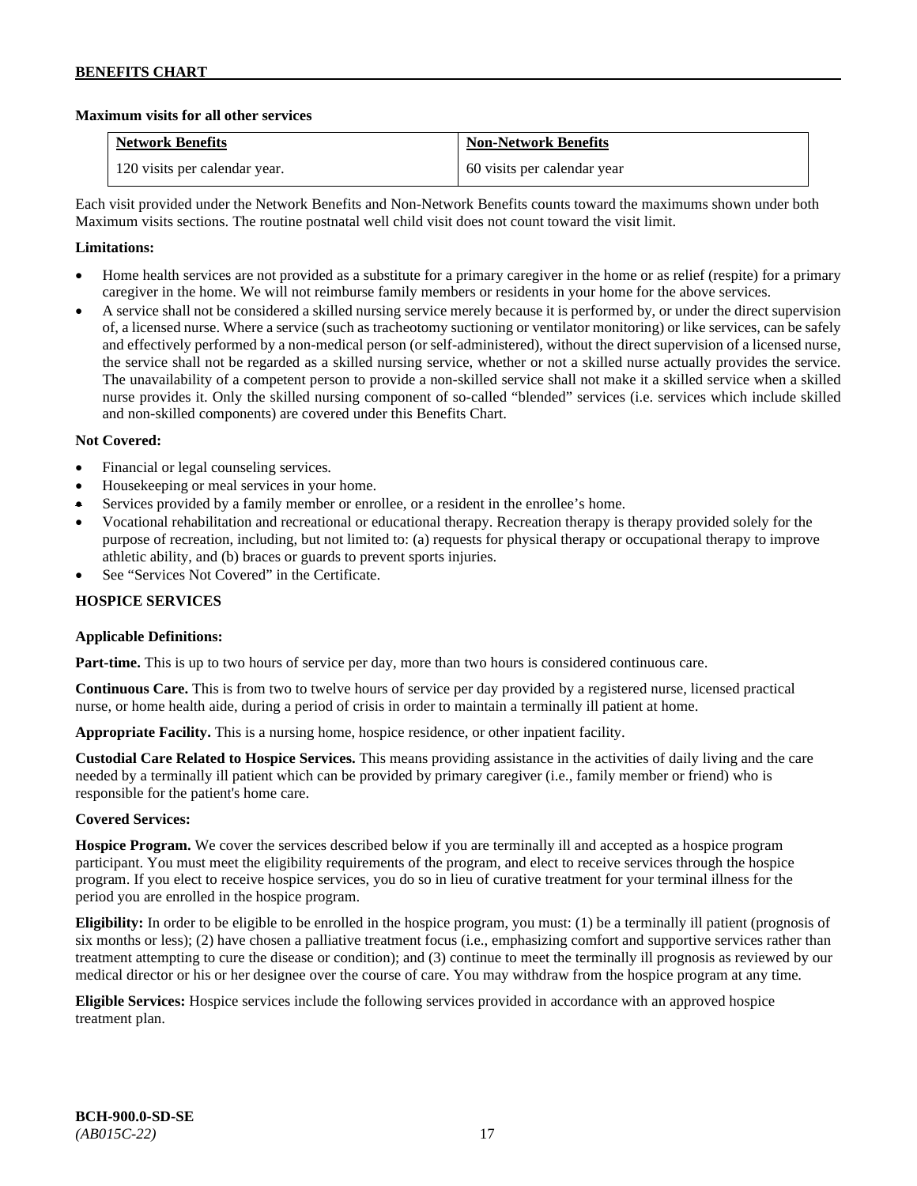**Maximum visits for all other services**

| Network Benefits | Non-Network Benefits |
|---|---|
| 120 visits per calendar year. | 60 visits per calendar year |

Each visit provided under the Network Benefits and Non-Network Benefits counts toward the maximums shown under both Maximum visits sections. The routine postnatal well child visit does not count toward the visit limit.

**Limitations:**

- Home health services are not provided as a substitute for a primary caregiver in the home or as relief (respite) for a primary caregiver in the home. We will not reimburse family members or residents in your home for the above services.
- A service shall not be considered a skilled nursing service merely because it is performed by, or under the direct supervision of, a licensed nurse. Where a service (such as tracheotomy suctioning or ventilator monitoring) or like services, can be safely and effectively performed by a non-medical person (or self-administered), without the direct supervision of a licensed nurse, the service shall not be regarded as a skilled nursing service, whether or not a skilled nurse actually provides the service. The unavailability of a competent person to provide a non-skilled service shall not make it a skilled service when a skilled nurse provides it. Only the skilled nursing component of so-called "blended" services (i.e. services which include skilled and non-skilled components) are covered under this Benefits Chart.

**Not Covered:**

- Financial or legal counseling services.
- Housekeeping or meal services in your home.
- Services provided by a family member or enrollee, or a resident in the enrollee's home.
- Vocational rehabilitation and recreational or educational therapy. Recreation therapy is therapy provided solely for the purpose of recreation, including, but not limited to: (a) requests for physical therapy or occupational therapy to improve athletic ability, and (b) braces or guards to prevent sports injuries.
- See "Services Not Covered" in the Certificate.

**HOSPICE SERVICES**

**Applicable Definitions:**

**Part-time.** This is up to two hours of service per day, more than two hours is considered continuous care.

**Continuous Care.** This is from two to twelve hours of service per day provided by a registered nurse, licensed practical nurse, or home health aide, during a period of crisis in order to maintain a terminally ill patient at home.

**Appropriate Facility.** This is a nursing home, hospice residence, or other inpatient facility.

**Custodial Care Related to Hospice Services.** This means providing assistance in the activities of daily living and the care needed by a terminally ill patient which can be provided by primary caregiver (i.e., family member or friend) who is responsible for the patient's home care.

**Covered Services:**

**Hospice Program.** We cover the services described below if you are terminally ill and accepted as a hospice program participant. You must meet the eligibility requirements of the program, and elect to receive services through the hospice program. If you elect to receive hospice services, you do so in lieu of curative treatment for your terminal illness for the period you are enrolled in the hospice program.

**Eligibility:** In order to be eligible to be enrolled in the hospice program, you must: (1) be a terminally ill patient (prognosis of six months or less); (2) have chosen a palliative treatment focus (i.e., emphasizing comfort and supportive services rather than treatment attempting to cure the disease or condition); and (3) continue to meet the terminally ill prognosis as reviewed by our medical director or his or her designee over the course of care. You may withdraw from the hospice program at any time.

**Eligible Services:** Hospice services include the following services provided in accordance with an approved hospice treatment plan.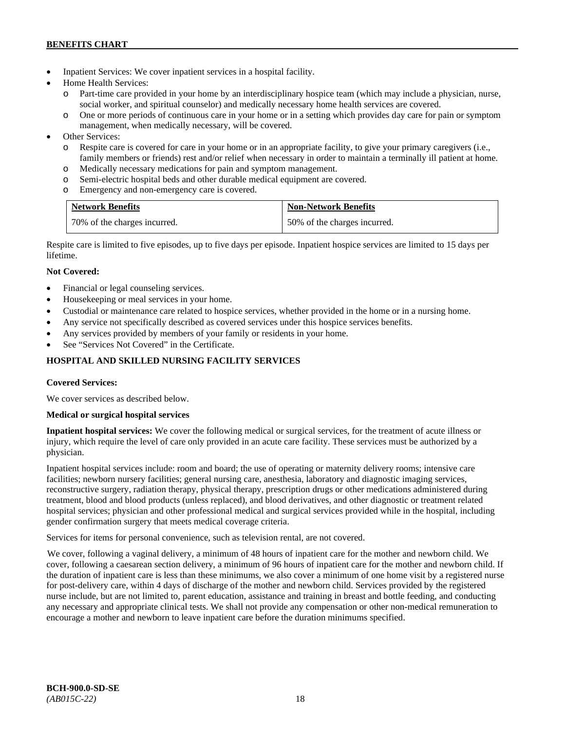- Inpatient Services: We cover inpatient services in a hospital facility.
- Home Health Services:
  - Part-time care provided in your home by an interdisciplinary hospice team (which may include a physician, nurse, social worker, and spiritual counselor) and medically necessary home health services are covered.
  - One or more periods of continuous care in your home or in a setting which provides day care for pain or symptom management, when medically necessary, will be covered.
- Other Services:
  - Respite care is covered for care in your home or in an appropriate facility, to give your primary caregivers (i.e., family members or friends) rest and/or relief when necessary in order to maintain a terminally ill patient at home.
  - Medically necessary medications for pain and symptom management.
  - Semi-electric hospital beds and other durable medical equipment are covered.
  - Emergency and non-emergency care is covered.

| Network Benefits | Non-Network Benefits |
|---|---|
| 70% of the charges incurred. | 50% of the charges incurred. |

Respite care is limited to five episodes, up to five days per episode. Inpatient hospice services are limited to 15 days per lifetime.

**Not Covered:**

- Financial or legal counseling services.
- Housekeeping or meal services in your home.
- Custodial or maintenance care related to hospice services, whether provided in the home or in a nursing home.
- Any service not specifically described as covered services under this hospice services benefits.
- Any services provided by members of your family or residents in your home.
- See "Services Not Covered" in the Certificate.

## HOSPITAL AND SKILLED NURSING FACILITY SERVICES

**Covered Services:**

We cover services as described below.

**Medical or surgical hospital services**

**Inpatient hospital services:** We cover the following medical or surgical services, for the treatment of acute illness or injury, which require the level of care only provided in an acute care facility. These services must be authorized by a physician.

Inpatient hospital services include: room and board; the use of operating or maternity delivery rooms; intensive care facilities; newborn nursery facilities; general nursing care, anesthesia, laboratory and diagnostic imaging services, reconstructive surgery, radiation therapy, physical therapy, prescription drugs or other medications administered during treatment, blood and blood products (unless replaced), and blood derivatives, and other diagnostic or treatment related hospital services; physician and other professional medical and surgical services provided while in the hospital, including gender confirmation surgery that meets medical coverage criteria.

Services for items for personal convenience, such as television rental, are not covered.

We cover, following a vaginal delivery, a minimum of 48 hours of inpatient care for the mother and newborn child. We cover, following a caesarean section delivery, a minimum of 96 hours of inpatient care for the mother and newborn child. If the duration of inpatient care is less than these minimums, we also cover a minimum of one home visit by a registered nurse for post-delivery care, within 4 days of discharge of the mother and newborn child. Services provided by the registered nurse include, but are not limited to, parent education, assistance and training in breast and bottle feeding, and conducting any necessary and appropriate clinical tests. We shall not provide any compensation or other non-medical remuneration to encourage a mother and newborn to leave inpatient care before the duration minimums specified.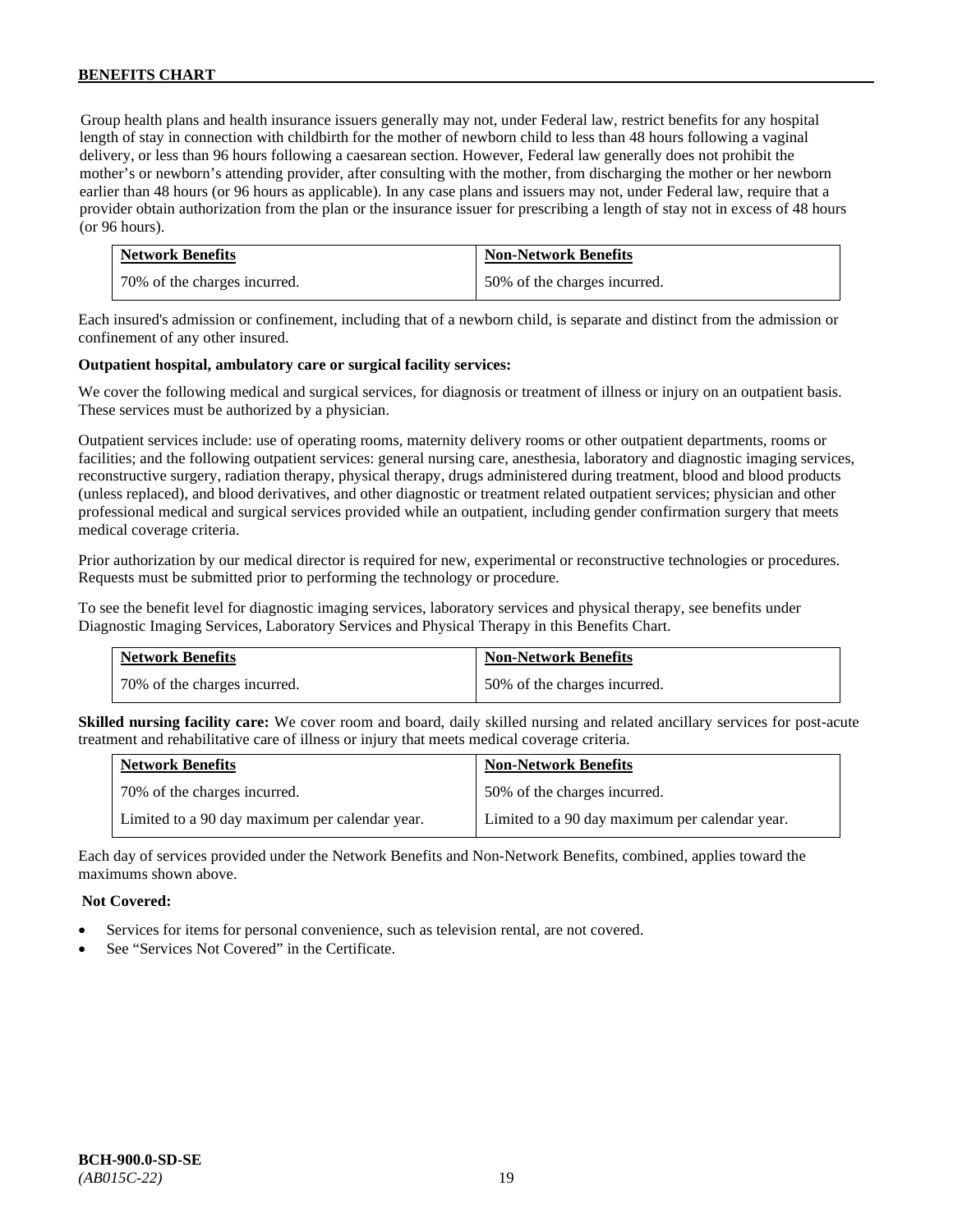Group health plans and health insurance issuers generally may not, under Federal law, restrict benefits for any hospital length of stay in connection with childbirth for the mother of newborn child to less than 48 hours following a vaginal delivery, or less than 96 hours following a caesarean section. However, Federal law generally does not prohibit the mother's or newborn's attending provider, after consulting with the mother, from discharging the mother or her newborn earlier than 48 hours (or 96 hours as applicable). In any case plans and issuers may not, under Federal law, require that a provider obtain authorization from the plan or the insurance issuer for prescribing a length of stay not in excess of 48 hours (or 96 hours).

| Network Benefits | Non-Network Benefits |
|---|---|
| 70% of the charges incurred. | 50% of the charges incurred. |

Each insured's admission or confinement, including that of a newborn child, is separate and distinct from the admission or confinement of any other insured.

**Outpatient hospital, ambulatory care or surgical facility services:**

We cover the following medical and surgical services, for diagnosis or treatment of illness or injury on an outpatient basis. These services must be authorized by a physician.

Outpatient services include: use of operating rooms, maternity delivery rooms or other outpatient departments, rooms or facilities; and the following outpatient services: general nursing care, anesthesia, laboratory and diagnostic imaging services, reconstructive surgery, radiation therapy, physical therapy, drugs administered during treatment, blood and blood products (unless replaced), and blood derivatives, and other diagnostic or treatment related outpatient services; physician and other professional medical and surgical services provided while an outpatient, including gender confirmation surgery that meets medical coverage criteria.

Prior authorization by our medical director is required for new, experimental or reconstructive technologies or procedures. Requests must be submitted prior to performing the technology or procedure.

To see the benefit level for diagnostic imaging services, laboratory services and physical therapy, see benefits under Diagnostic Imaging Services, Laboratory Services and Physical Therapy in this Benefits Chart.

| Network Benefits | Non-Network Benefits |
|---|---|
| 70% of the charges incurred. | 50% of the charges incurred. |

**Skilled nursing facility care:** We cover room and board, daily skilled nursing and related ancillary services for post-acute treatment and rehabilitative care of illness or injury that meets medical coverage criteria.

| Network Benefits | Non-Network Benefits |
|---|---|
| 70% of the charges incurred. | 50% of the charges incurred. |
| Limited to a 90 day maximum per calendar year. | Limited to a 90 day maximum per calendar year. |

Each day of services provided under the Network Benefits and Non-Network Benefits, combined, applies toward the maximums shown above.

**Not Covered:**

- Services for items for personal convenience, such as television rental, are not covered.
- See "Services Not Covered" in the Certificate.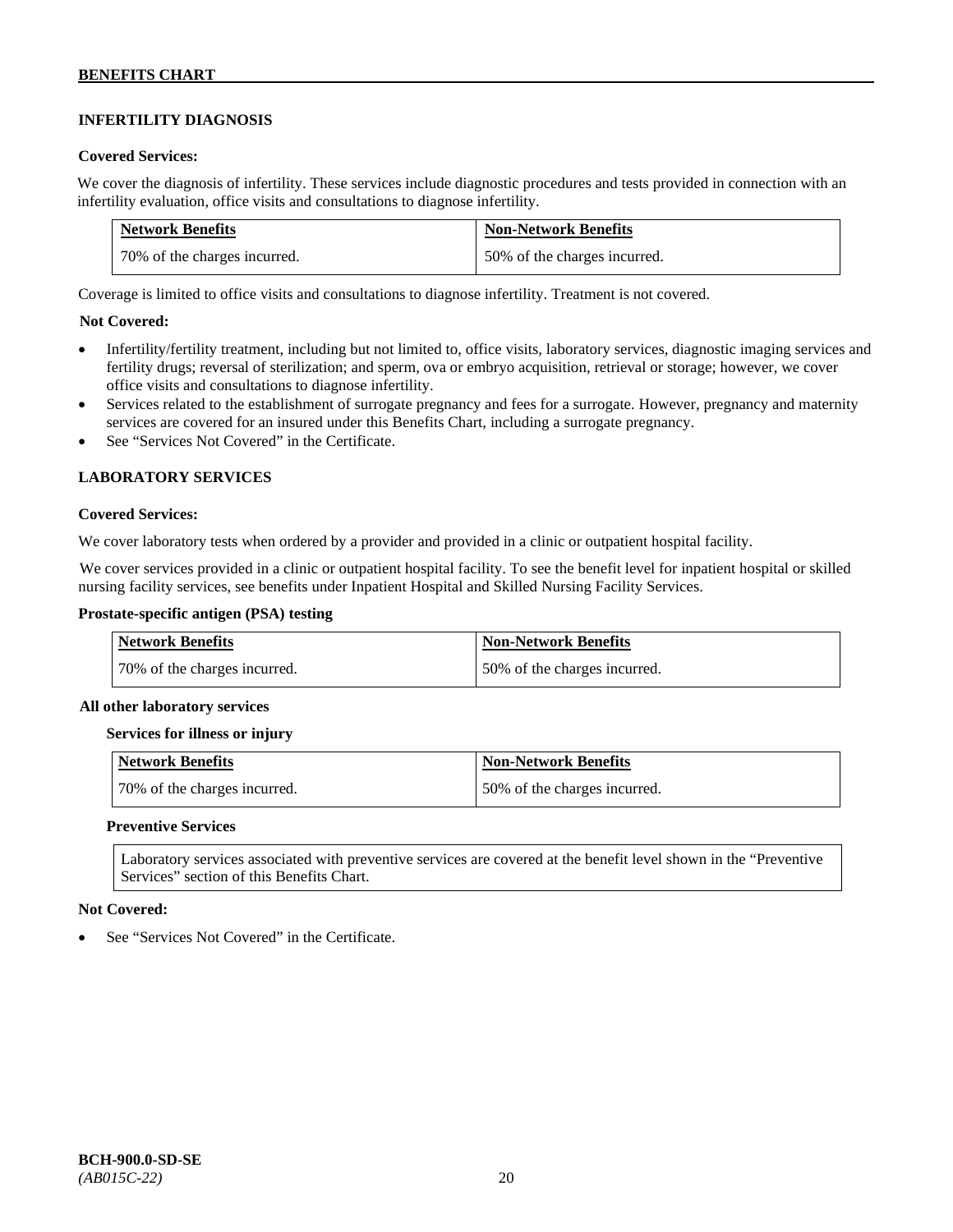## INFERTILITY DIAGNOSIS

**Covered Services:**

We cover the diagnosis of infertility. These services include diagnostic procedures and tests provided in connection with an infertility evaluation, office visits and consultations to diagnose infertility.

| Network Benefits | Non-Network Benefits |
|---|---|
| 70% of the charges incurred. | 50% of the charges incurred. |

Coverage is limited to office visits and consultations to diagnose infertility. Treatment is not covered.

**Not Covered:**

- Infertility/fertility treatment, including but not limited to, office visits, laboratory services, diagnostic imaging services and fertility drugs; reversal of sterilization; and sperm, ova or embryo acquisition, retrieval or storage; however, we cover office visits and consultations to diagnose infertility.
- Services related to the establishment of surrogate pregnancy and fees for a surrogate. However, pregnancy and maternity services are covered for an insured under this Benefits Chart, including a surrogate pregnancy.
- See "Services Not Covered" in the Certificate.

## LABORATORY SERVICES

**Covered Services:**

We cover laboratory tests when ordered by a provider and provided in a clinic or outpatient hospital facility.

We cover services provided in a clinic or outpatient hospital facility. To see the benefit level for inpatient hospital or skilled nursing facility services, see benefits under Inpatient Hospital and Skilled Nursing Facility Services.

**Prostate-specific antigen (PSA) testing**

| Network Benefits | Non-Network Benefits |
|---|---|
| 70% of the charges incurred. | 50% of the charges incurred. |

**All other laboratory services**

**Services for illness or injury**

| Network Benefits | Non-Network Benefits |
|---|---|
| 70% of the charges incurred. | 50% of the charges incurred. |

**Preventive Services**

Laboratory services associated with preventive services are covered at the benefit level shown in the "Preventive Services" section of this Benefits Chart.

**Not Covered:**

- See "Services Not Covered" in the Certificate.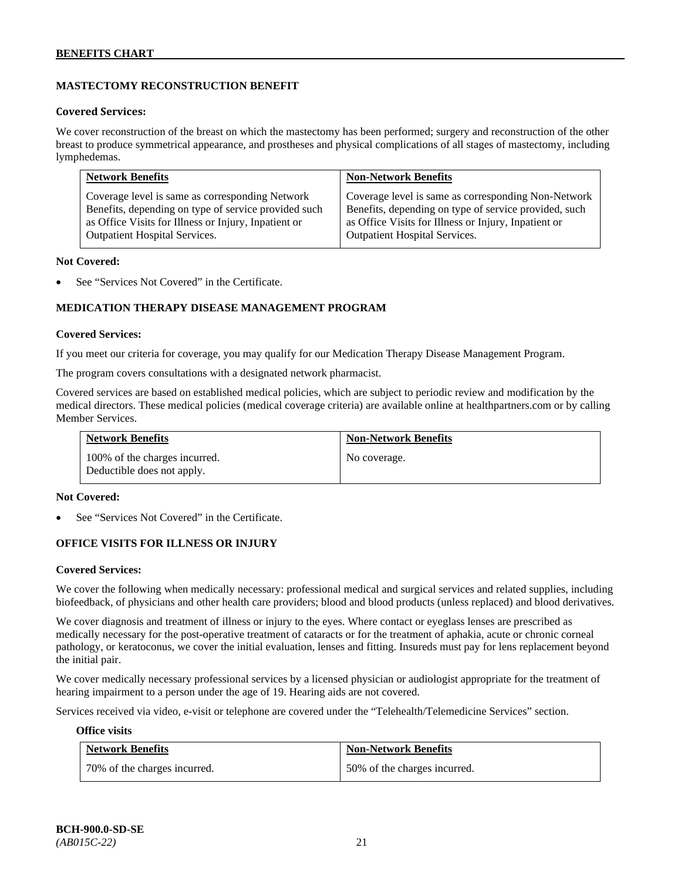## MASTECTOMY RECONSTRUCTION BENEFIT

### Covered Services:

We cover reconstruction of the breast on which the mastectomy has been performed; surgery and reconstruction of the other breast to produce symmetrical appearance, and prostheses and physical complications of all stages of mastectomy, including lymphedemas.

| Network Benefits | Non-Network Benefits |
|---|---|
| Coverage level is same as corresponding Network Benefits, depending on type of service provided such as Office Visits for Illness or Injury, Inpatient or Outpatient Hospital Services. | Coverage level is same as corresponding Non-Network Benefits, depending on type of service provided, such as Office Visits for Illness or Injury, Inpatient or Outpatient Hospital Services. |

**Not Covered:**

- See "Services Not Covered" in the Certificate.

## MEDICATION THERAPY DISEASE MANAGEMENT PROGRAM

**Covered Services:**

If you meet our criteria for coverage, you may qualify for our Medication Therapy Disease Management Program.

The program covers consultations with a designated network pharmacist.

Covered services are based on established medical policies, which are subject to periodic review and modification by the medical directors. These medical policies (medical coverage criteria) are available online at healthpartners.com or by calling Member Services.

| Network Benefits | Non-Network Benefits |
|---|---|
| 100% of the charges incurred. Deductible does not apply. | No coverage. |

**Not Covered:**

- See "Services Not Covered" in the Certificate.

## OFFICE VISITS FOR ILLNESS OR INJURY

**Covered Services:**

We cover the following when medically necessary: professional medical and surgical services and related supplies, including biofeedback, of physicians and other health care providers; blood and blood products (unless replaced) and blood derivatives.

We cover diagnosis and treatment of illness or injury to the eyes. Where contact or eyeglass lenses are prescribed as medically necessary for the post-operative treatment of cataracts or for the treatment of aphakia, acute or chronic corneal pathology, or keratoconus, we cover the initial evaluation, lenses and fitting. Insureds must pay for lens replacement beyond the initial pair.

We cover medically necessary professional services by a licensed physician or audiologist appropriate for the treatment of hearing impairment to a person under the age of 19. Hearing aids are not covered.

Services received via video, e-visit or telephone are covered under the "Telehealth/Telemedicine Services" section.

**Office visits**

| Network Benefits | Non-Network Benefits |
|---|---|
| 70% of the charges incurred. | 50% of the charges incurred. |

BCH-900.0-SD-SE
*(AB015C-22)*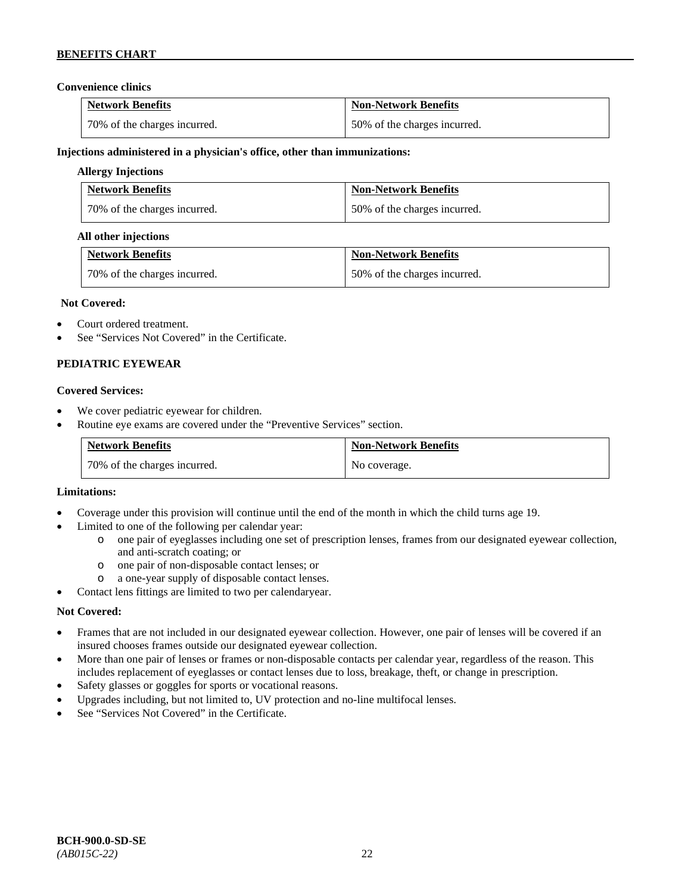**Convenience clinics**

| Network Benefits | Non-Network Benefits |
|---|---|
| 70% of the charges incurred. | 50% of the charges incurred. |

**Injections administered in a physician's office, other than immunizations:**

**Allergy Injections**

| Network Benefits | Non-Network Benefits |
|---|---|
| 70% of the charges incurred. | 50% of the charges incurred. |

**All other injections**

| Network Benefits | Non-Network Benefits |
|---|---|
| 70% of the charges incurred. | 50% of the charges incurred. |

**Not Covered:**

- Court ordered treatment.
- See "Services Not Covered" in the Certificate.

**PEDIATRIC EYEWEAR**

**Covered Services:**

- We cover pediatric eyewear for children.
- Routine eye exams are covered under the "Preventive Services" section.

| Network Benefits | Non-Network Benefits |
|---|---|
| 70% of the charges incurred. | No coverage. |

**Limitations:**

- Coverage under this provision will continue until the end of the month in which the child turns age 19.
- Limited to one of the following per calendar year:
  - one pair of eyeglasses including one set of prescription lenses, frames from our designated eyewear collection, and anti-scratch coating; or
  - one pair of non-disposable contact lenses; or
  - a one-year supply of disposable contact lenses.
- Contact lens fittings are limited to two per calendaryear.

**Not Covered:**

- Frames that are not included in our designated eyewear collection. However, one pair of lenses will be covered if an insured chooses frames outside our designated eyewear collection.
- More than one pair of lenses or frames or non-disposable contacts per calendar year, regardless of the reason. This includes replacement of eyeglasses or contact lenses due to loss, breakage, theft, or change in prescription.
- Safety glasses or goggles for sports or vocational reasons.
- Upgrades including, but not limited to, UV protection and no-line multifocal lenses.
- See "Services Not Covered" in the Certificate.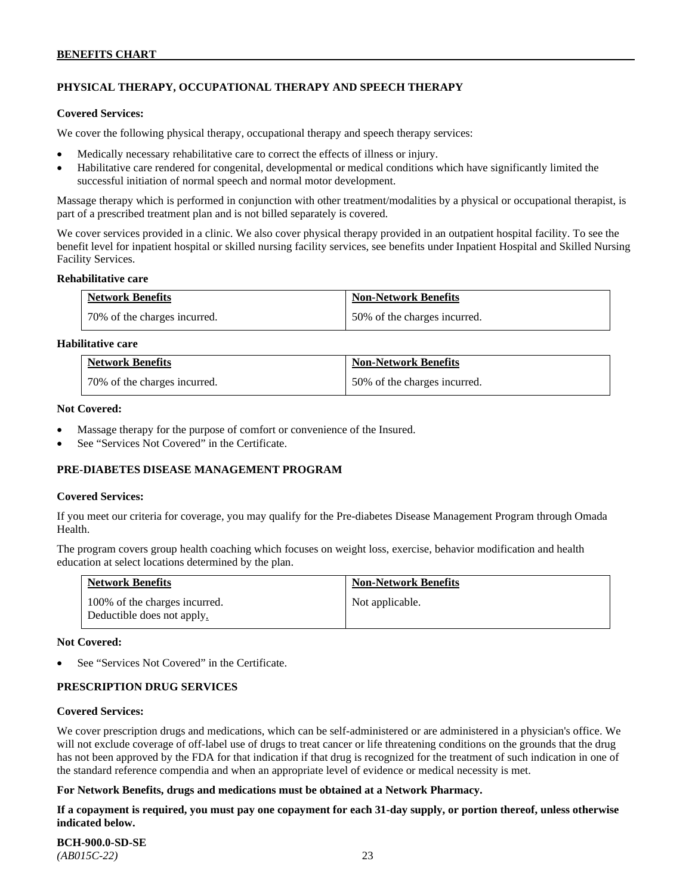## PHYSICAL THERAPY, OCCUPATIONAL THERAPY AND SPEECH THERAPY

**Covered Services:**

We cover the following physical therapy, occupational therapy and speech therapy services:

- Medically necessary rehabilitative care to correct the effects of illness or injury.
- Habilitative care rendered for congenital, developmental or medical conditions which have significantly limited the successful initiation of normal speech and normal motor development.

Massage therapy which is performed in conjunction with other treatment/modalities by a physical or occupational therapist, is part of a prescribed treatment plan and is not billed separately is covered.

We cover services provided in a clinic. We also cover physical therapy provided in an outpatient hospital facility. To see the benefit level for inpatient hospital or skilled nursing facility services, see benefits under Inpatient Hospital and Skilled Nursing Facility Services.

**Rehabilitative care**

| Network Benefits | Non-Network Benefits |
|---|---|
| 70% of the charges incurred. | 50% of the charges incurred. |

**Habilitative care**

| Network Benefits | Non-Network Benefits |
|---|---|
| 70% of the charges incurred. | 50% of the charges incurred. |

**Not Covered:**

- Massage therapy for the purpose of comfort or convenience of the Insured.
- See "Services Not Covered" in the Certificate.

## PRE-DIABETES DISEASE MANAGEMENT PROGRAM

**Covered Services:**

If you meet our criteria for coverage, you may qualify for the Pre-diabetes Disease Management Program through Omada Health.

The program covers group health coaching which focuses on weight loss, exercise, behavior modification and health education at select locations determined by the plan.

| Network Benefits | Non-Network Benefits |
|---|---|
| 100% of the charges incurred. Deductible does not apply. | Not applicable. |

**Not Covered:**

- See "Services Not Covered" in the Certificate.

## PRESCRIPTION DRUG SERVICES

**Covered Services:**

We cover prescription drugs and medications, which can be self-administered or are administered in a physician's office. We will not exclude coverage of off-label use of drugs to treat cancer or life threatening conditions on the grounds that the drug has not been approved by the FDA for that indication if that drug is recognized for the treatment of such indication in one of the standard reference compendia and when an appropriate level of evidence or medical necessity is met.

**For Network Benefits, drugs and medications must be obtained at a Network Pharmacy.**

**If a copayment is required, you must pay one copayment for each 31-day supply, or portion thereof, unless otherwise indicated below.**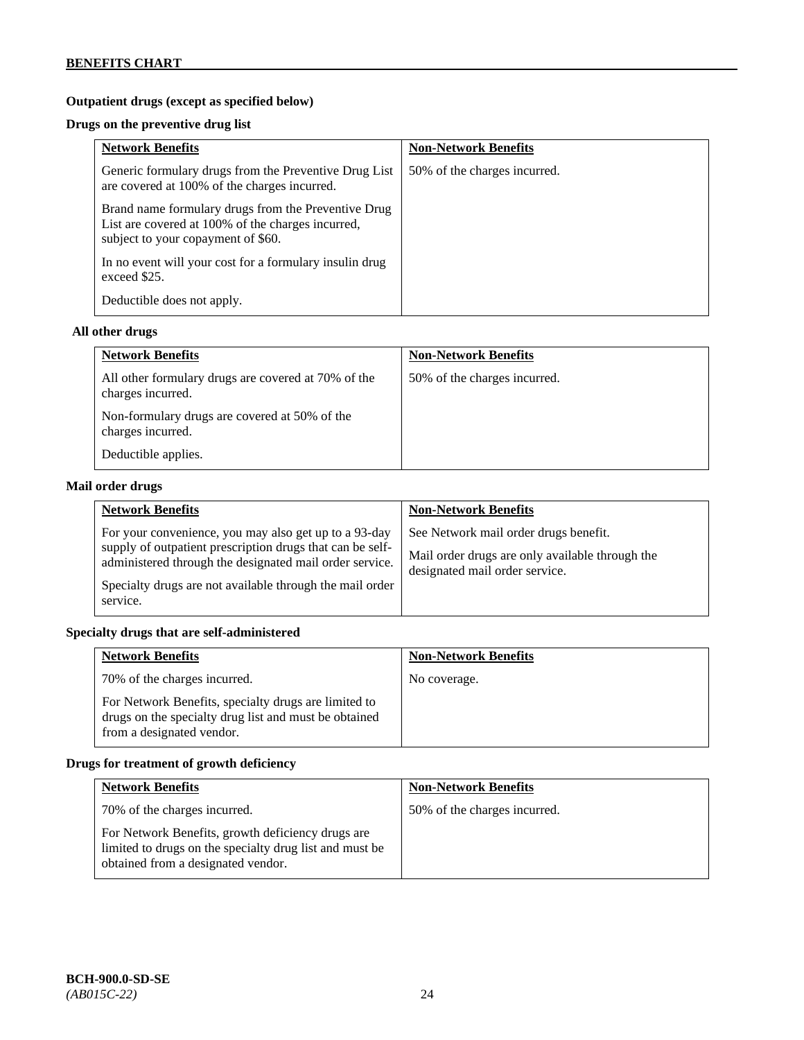**Outpatient drugs (except as specified below)**

**Drugs on the preventive drug list**

| Network Benefits | Non-Network Benefits |
|---|---|
| Generic formulary drugs from the Preventive Drug List are covered at 100% of the charges incurred.<br><br>Brand name formulary drugs from the Preventive Drug List are covered at 100% of the charges incurred, subject to your copayment of $60.<br><br>In no event will your cost for a formulary insulin drug exceed $25.<br><br>Deductible does not apply. | 50% of the charges incurred. |

**All other drugs**

| Network Benefits | Non-Network Benefits |
|---|---|
| All other formulary drugs are covered at 70% of the charges incurred.<br><br>Non-formulary drugs are covered at 50% of the charges incurred.<br><br>Deductible applies. | 50% of the charges incurred. |

**Mail order drugs**

| Network Benefits | Non-Network Benefits |
|---|---|
| For your convenience, you may also get up to a 93-day supply of outpatient prescription drugs that can be self-administered through the designated mail order service.<br><br>Specialty drugs are not available through the mail order service. | See Network mail order drugs benefit.<br><br>Mail order drugs are only available through the designated mail order service. |

**Specialty drugs that are self-administered**

| Network Benefits | Non-Network Benefits |
|---|---|
| 70% of the charges incurred.<br><br>For Network Benefits, specialty drugs are limited to drugs on the specialty drug list and must be obtained from a designated vendor. | No coverage. |

**Drugs for treatment of growth deficiency**

| Network Benefits | Non-Network Benefits |
|---|---|
| 70% of the charges incurred.<br><br>For Network Benefits, growth deficiency drugs are limited to drugs on the specialty drug list and must be obtained from a designated vendor. | 50% of the charges incurred. |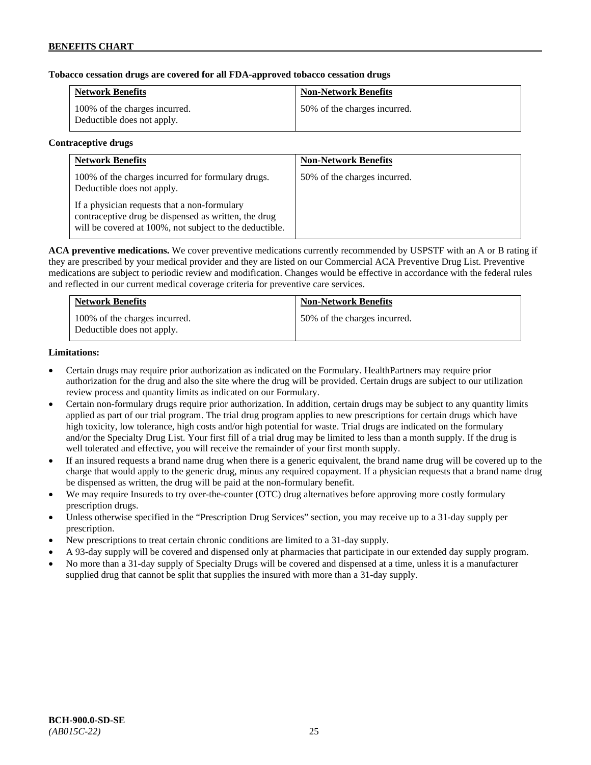**Tobacco cessation drugs are covered for all FDA-approved tobacco cessation drugs**

| Network Benefits | Non-Network Benefits |
|---|---|
| 100% of the charges incurred. Deductible does not apply. | 50% of the charges incurred. |

**Contraceptive drugs**

| Network Benefits | Non-Network Benefits |
|---|---|
| 100% of the charges incurred for formulary drugs. Deductible does not apply.<br><br>If a physician requests that a non-formulary contraceptive drug be dispensed as written, the drug will be covered at 100%, not subject to the deductible. | 50% of the charges incurred. |

**ACA preventive medications.** We cover preventive medications currently recommended by USPSTF with an A or B rating if they are prescribed by your medical provider and they are listed on our Commercial ACA Preventive Drug List. Preventive medications are subject to periodic review and modification. Changes would be effective in accordance with the federal rules and reflected in our current medical coverage criteria for preventive care services.

| Network Benefits | Non-Network Benefits |
|---|---|
| 100% of the charges incurred. Deductible does not apply. | 50% of the charges incurred. |

**Limitations:**

- Certain drugs may require prior authorization as indicated on the Formulary. HealthPartners may require prior authorization for the drug and also the site where the drug will be provided. Certain drugs are subject to our utilization review process and quantity limits as indicated on our Formulary.
- Certain non-formulary drugs require prior authorization. In addition, certain drugs may be subject to any quantity limits applied as part of our trial program. The trial drug program applies to new prescriptions for certain drugs which have high toxicity, low tolerance, high costs and/or high potential for waste. Trial drugs are indicated on the formulary and/or the Specialty Drug List. Your first fill of a trial drug may be limited to less than a month supply. If the drug is well tolerated and effective, you will receive the remainder of your first month supply.
- If an insured requests a brand name drug when there is a generic equivalent, the brand name drug will be covered up to the charge that would apply to the generic drug, minus any required copayment. If a physician requests that a brand name drug be dispensed as written, the drug will be paid at the non-formulary benefit.
- We may require Insureds to try over-the-counter (OTC) drug alternatives before approving more costly formulary prescription drugs.
- Unless otherwise specified in the "Prescription Drug Services" section, you may receive up to a 31-day supply per prescription.
- New prescriptions to treat certain chronic conditions are limited to a 31-day supply.
- A 93-day supply will be covered and dispensed only at pharmacies that participate in our extended day supply program.
- No more than a 31-day supply of Specialty Drugs will be covered and dispensed at a time, unless it is a manufacturer supplied drug that cannot be split that supplies the insured with more than a 31-day supply.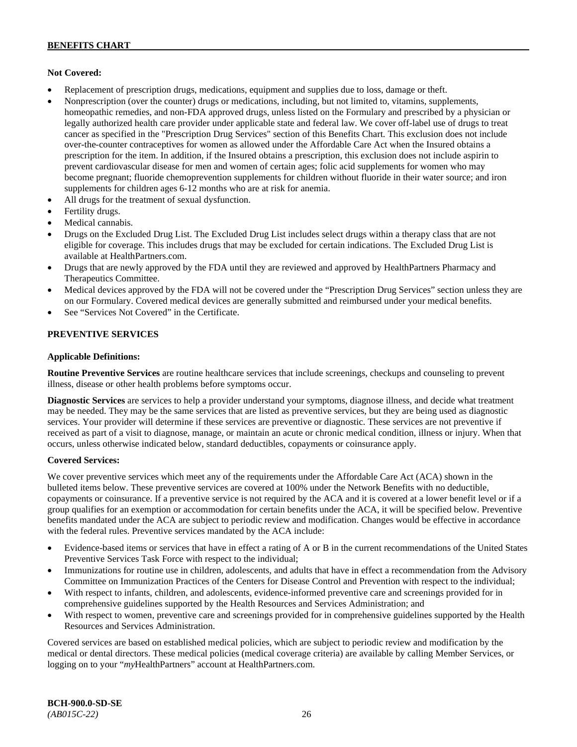**Not Covered:**

- Replacement of prescription drugs, medications, equipment and supplies due to loss, damage or theft.
- Nonprescription (over the counter) drugs or medications, including, but not limited to, vitamins, supplements, homeopathic remedies, and non-FDA approved drugs, unless listed on the Formulary and prescribed by a physician or legally authorized health care provider under applicable state and federal law. We cover off-label use of drugs to treat cancer as specified in the "Prescription Drug Services" section of this Benefits Chart. This exclusion does not include over-the-counter contraceptives for women as allowed under the Affordable Care Act when the Insured obtains a prescription for the item. In addition, if the Insured obtains a prescription, this exclusion does not include aspirin to prevent cardiovascular disease for men and women of certain ages; folic acid supplements for women who may become pregnant; fluoride chemoprevention supplements for children without fluoride in their water source; and iron supplements for children ages 6-12 months who are at risk for anemia.
- All drugs for the treatment of sexual dysfunction.
- Fertility drugs.
- Medical cannabis.
- Drugs on the Excluded Drug List. The Excluded Drug List includes select drugs within a therapy class that are not eligible for coverage. This includes drugs that may be excluded for certain indications. The Excluded Drug List is available at HealthPartners.com.
- Drugs that are newly approved by the FDA until they are reviewed and approved by HealthPartners Pharmacy and Therapeutics Committee.
- Medical devices approved by the FDA will not be covered under the "Prescription Drug Services" section unless they are on our Formulary. Covered medical devices are generally submitted and reimbursed under your medical benefits.
- See "Services Not Covered" in the Certificate.

## PREVENTIVE SERVICES

**Applicable Definitions:**

**Routine Preventive Services** are routine healthcare services that include screenings, checkups and counseling to prevent illness, disease or other health problems before symptoms occur.

**Diagnostic Services** are services to help a provider understand your symptoms, diagnose illness, and decide what treatment may be needed. They may be the same services that are listed as preventive services, but they are being used as diagnostic services. Your provider will determine if these services are preventive or diagnostic. These services are not preventive if received as part of a visit to diagnose, manage, or maintain an acute or chronic medical condition, illness or injury. When that occurs, unless otherwise indicated below, standard deductibles, copayments or coinsurance apply.

**Covered Services:**

We cover preventive services which meet any of the requirements under the Affordable Care Act (ACA) shown in the bulleted items below. These preventive services are covered at 100% under the Network Benefits with no deductible, copayments or coinsurance. If a preventive service is not required by the ACA and it is covered at a lower benefit level or if a group qualifies for an exemption or accommodation for certain benefits under the ACA, it will be specified below. Preventive benefits mandated under the ACA are subject to periodic review and modification. Changes would be effective in accordance with the federal rules. Preventive services mandated by the ACA include:

- Evidence-based items or services that have in effect a rating of A or B in the current recommendations of the United States Preventive Services Task Force with respect to the individual;
- Immunizations for routine use in children, adolescents, and adults that have in effect a recommendation from the Advisory Committee on Immunization Practices of the Centers for Disease Control and Prevention with respect to the individual;
- With respect to infants, children, and adolescents, evidence-informed preventive care and screenings provided for in comprehensive guidelines supported by the Health Resources and Services Administration; and
- With respect to women, preventive care and screenings provided for in comprehensive guidelines supported by the Health Resources and Services Administration.

Covered services are based on established medical policies, which are subject to periodic review and modification by the medical or dental directors. These medical policies (medical coverage criteria) are available by calling Member Services, or logging on to your "*my*HealthPartners" account at HealthPartners.com.

**BCH-900.0-SD-SE**
*(AB015C-22)*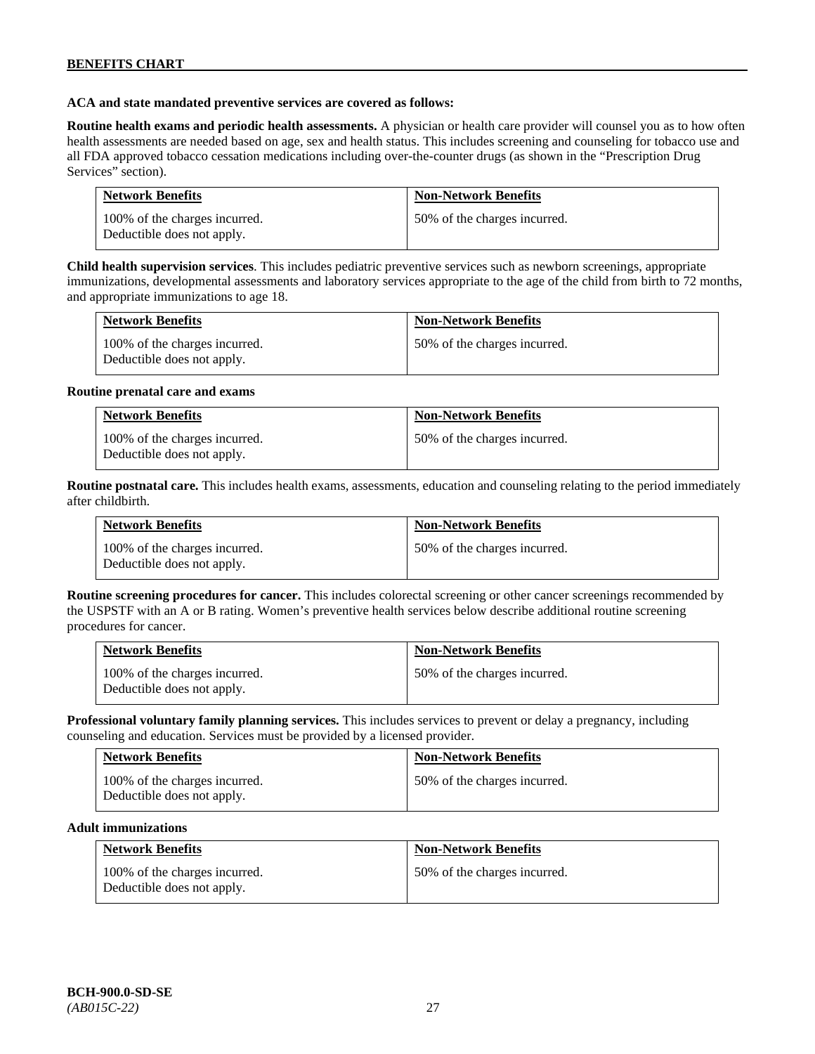**ACA and state mandated preventive services are covered as follows:**

**Routine health exams and periodic health assessments.** A physician or health care provider will counsel you as to how often health assessments are needed based on age, sex and health status. This includes screening and counseling for tobacco use and all FDA approved tobacco cessation medications including over-the-counter drugs (as shown in the "Prescription Drug Services" section).

| Network Benefits | Non-Network Benefits |
|---|---|
| 100% of the charges incurred. Deductible does not apply. | 50% of the charges incurred. |

**Child health supervision services**. This includes pediatric preventive services such as newborn screenings, appropriate immunizations, developmental assessments and laboratory services appropriate to the age of the child from birth to 72 months, and appropriate immunizations to age 18.

| Network Benefits | Non-Network Benefits |
|---|---|
| 100% of the charges incurred. Deductible does not apply. | 50% of the charges incurred. |

**Routine prenatal care and exams**

| Network Benefits | Non-Network Benefits |
|---|---|
| 100% of the charges incurred. Deductible does not apply. | 50% of the charges incurred. |

**Routine postnatal care.** This includes health exams, assessments, education and counseling relating to the period immediately after childbirth.

| Network Benefits | Non-Network Benefits |
|---|---|
| 100% of the charges incurred. Deductible does not apply. | 50% of the charges incurred. |

**Routine screening procedures for cancer.** This includes colorectal screening or other cancer screenings recommended by the USPSTF with an A or B rating. Women's preventive health services below describe additional routine screening procedures for cancer.

| Network Benefits | Non-Network Benefits |
|---|---|
| 100% of the charges incurred. Deductible does not apply. | 50% of the charges incurred. |

**Professional voluntary family planning services.** This includes services to prevent or delay a pregnancy, including counseling and education. Services must be provided by a licensed provider.

| Network Benefits | Non-Network Benefits |
|---|---|
| 100% of the charges incurred. Deductible does not apply. | 50% of the charges incurred. |

**Adult immunizations**

| Network Benefits | Non-Network Benefits |
|---|---|
| 100% of the charges incurred. Deductible does not apply. | 50% of the charges incurred. |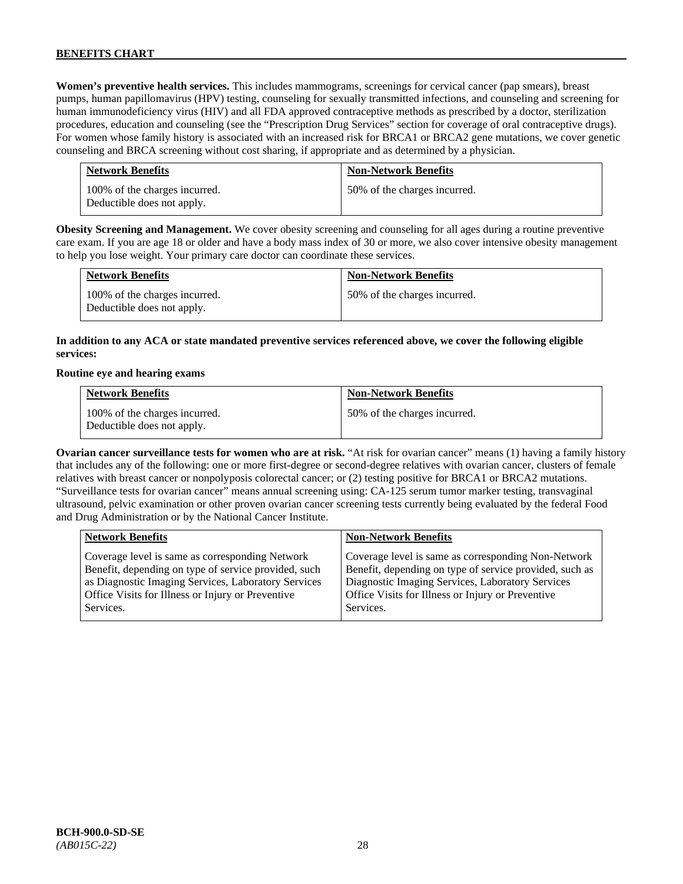**Women's preventive health services.** This includes mammograms, screenings for cervical cancer (pap smears), breast pumps, human papillomavirus (HPV) testing, counseling for sexually transmitted infections, and counseling and screening for human immunodeficiency virus (HIV) and all FDA approved contraceptive methods as prescribed by a doctor, sterilization procedures, education and counseling (see the "Prescription Drug Services" section for coverage of oral contraceptive drugs). For women whose family history is associated with an increased risk for BRCA1 or BRCA2 gene mutations, we cover genetic counseling and BRCA screening without cost sharing, if appropriate and as determined by a physician.

| Network Benefits | Non-Network Benefits |
|---|---|
| 100% of the charges incurred. Deductible does not apply. | 50% of the charges incurred. |

**Obesity Screening and Management.** We cover obesity screening and counseling for all ages during a routine preventive care exam. If you are age 18 or older and have a body mass index of 30 or more, we also cover intensive obesity management to help you lose weight. Your primary care doctor can coordinate these services.

| Network Benefits | Non-Network Benefits |
|---|---|
| 100% of the charges incurred. Deductible does not apply. | 50% of the charges incurred. |

**In addition to any ACA or state mandated preventive services referenced above, we cover the following eligible services:**

**Routine eye and hearing exams**

| Network Benefits | Non-Network Benefits |
|---|---|
| 100% of the charges incurred. Deductible does not apply. | 50% of the charges incurred. |

**Ovarian cancer surveillance tests for women who are at risk.** "At risk for ovarian cancer" means (1) having a family history that includes any of the following: one or more first-degree or second-degree relatives with ovarian cancer, clusters of female relatives with breast cancer or nonpolyposis colorectal cancer; or (2) testing positive for BRCA1 or BRCA2 mutations. "Surveillance tests for ovarian cancer" means annual screening using: CA-125 serum tumor marker testing, transvaginal ultrasound, pelvic examination or other proven ovarian cancer screening tests currently being evaluated by the federal Food and Drug Administration or by the National Cancer Institute.

| Network Benefits | Non-Network Benefits |
|---|---|
| Coverage level is same as corresponding Network Benefit, depending on type of service provided, such as Diagnostic Imaging Services, Laboratory Services Office Visits for Illness or Injury or Preventive Services. | Coverage level is same as corresponding Non-Network Benefit, depending on type of service provided, such as Diagnostic Imaging Services, Laboratory Services Office Visits for Illness or Injury or Preventive Services. |

**BCH-900.0-SD-SE**
*(AB015C-22)*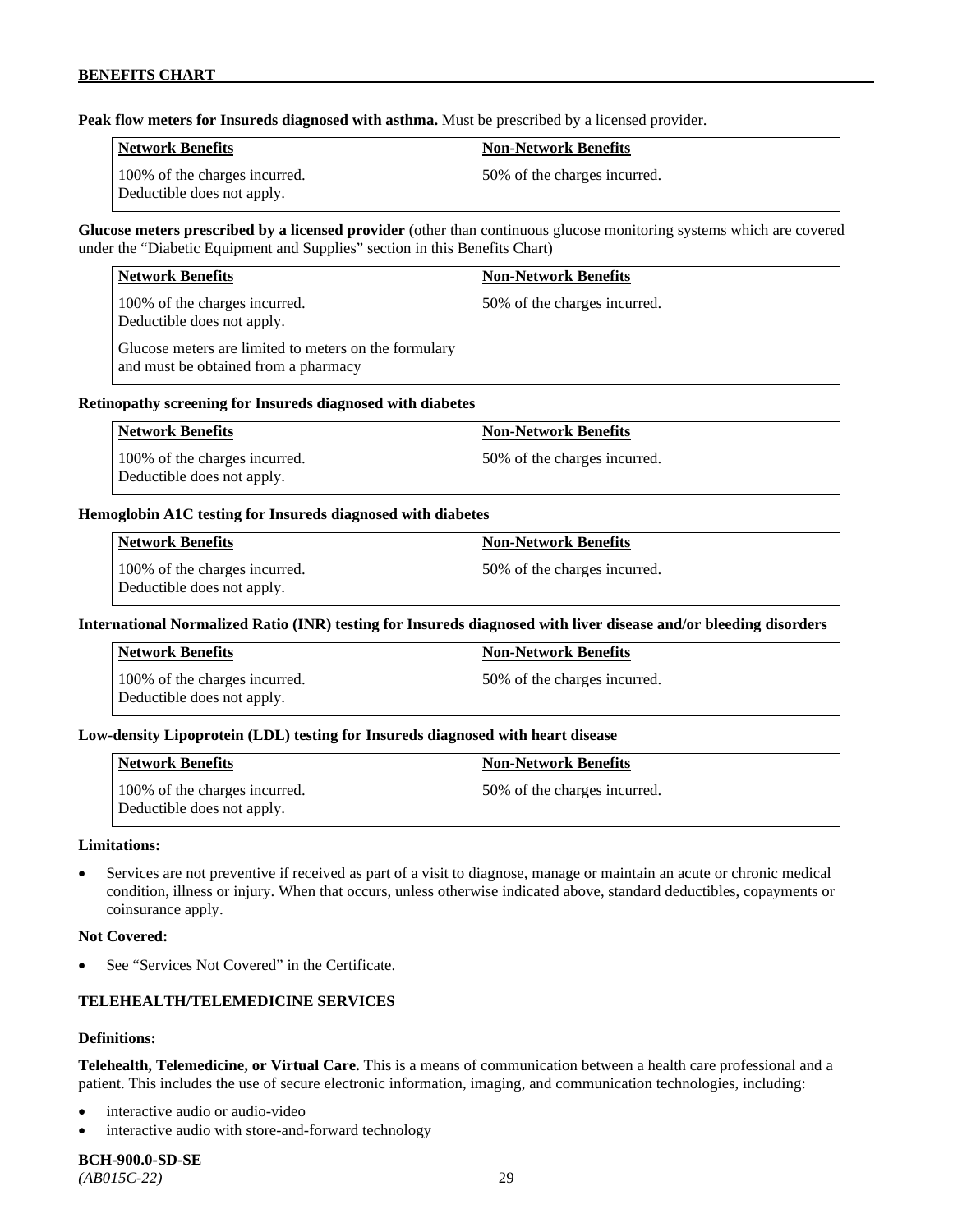**Peak flow meters for Insureds diagnosed with asthma.** Must be prescribed by a licensed provider.

| Network Benefits | Non-Network Benefits |
|---|---|
| 100% of the charges incurred. Deductible does not apply. | 50% of the charges incurred. |

**Glucose meters prescribed by a licensed provider** (other than continuous glucose monitoring systems which are covered under the "Diabetic Equipment and Supplies" section in this Benefits Chart)

| Network Benefits | Non-Network Benefits |
|---|---|
| 100% of the charges incurred. Deductible does not apply. Glucose meters are limited to meters on the formulary and must be obtained from a pharmacy | 50% of the charges incurred. |

**Retinopathy screening for Insureds diagnosed with diabetes**

| Network Benefits | Non-Network Benefits |
|---|---|
| 100% of the charges incurred. Deductible does not apply. | 50% of the charges incurred. |

**Hemoglobin A1C testing for Insureds diagnosed with diabetes**

| Network Benefits | Non-Network Benefits |
|---|---|
| 100% of the charges incurred. Deductible does not apply. | 50% of the charges incurred. |

**International Normalized Ratio (INR) testing for Insureds diagnosed with liver disease and/or bleeding disorders**

| Network Benefits | Non-Network Benefits |
|---|---|
| 100% of the charges incurred. Deductible does not apply. | 50% of the charges incurred. |

**Low-density Lipoprotein (LDL) testing for Insureds diagnosed with heart disease**

| Network Benefits | Non-Network Benefits |
|---|---|
| 100% of the charges incurred. Deductible does not apply. | 50% of the charges incurred. |

**Limitations:**

- Services are not preventive if received as part of a visit to diagnose, manage or maintain an acute or chronic medical condition, illness or injury. When that occurs, unless otherwise indicated above, standard deductibles, copayments or coinsurance apply.

**Not Covered:**

- See "Services Not Covered" in the Certificate.

## TELEHEALTH/TELEMEDICINE SERVICES

**Definitions:**

**Telehealth, Telemedicine, or Virtual Care.** This is a means of communication between a health care professional and a patient. This includes the use of secure electronic information, imaging, and communication technologies, including:

- interactive audio or audio-video
- interactive audio with store-and-forward technology

**BCH-900.0-SD-SE**
*(AB015C-22)*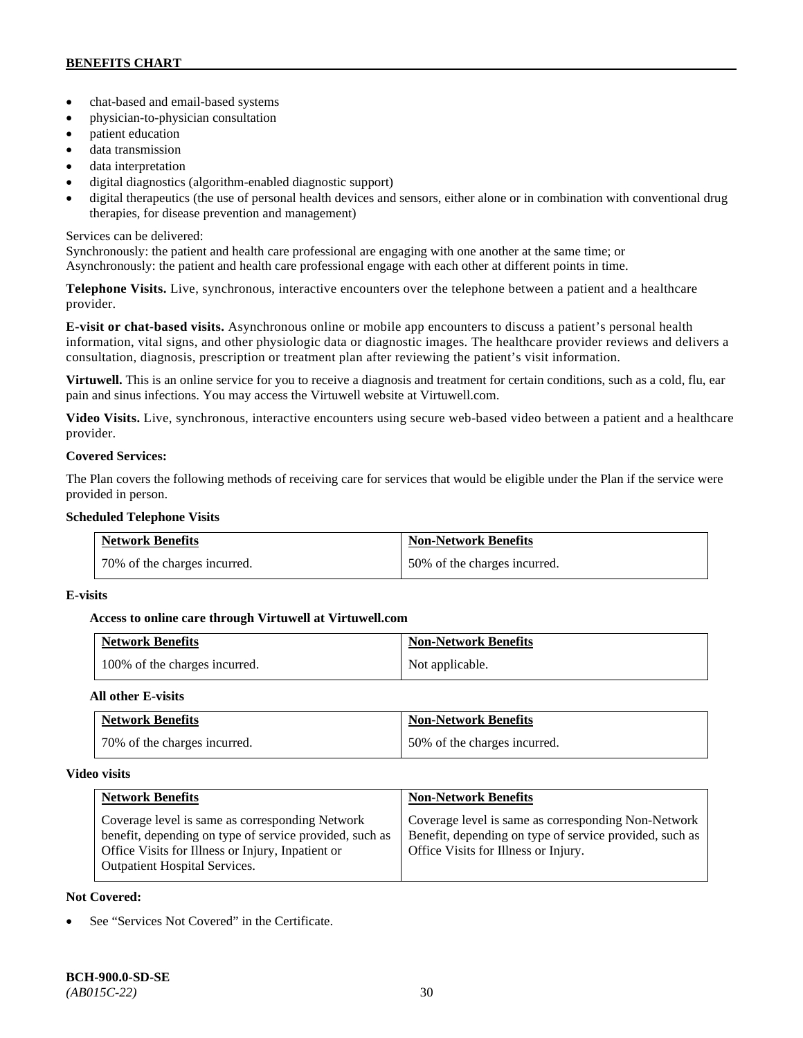- chat-based and email-based systems
- physician-to-physician consultation
- patient education
- data transmission
- data interpretation
- digital diagnostics (algorithm-enabled diagnostic support)
- digital therapeutics (the use of personal health devices and sensors, either alone or in combination with conventional drug therapies, for disease prevention and management)

Services can be delivered:
Synchronously: the patient and health care professional are engaging with one another at the same time; or
Asynchronously: the patient and health care professional engage with each other at different points in time.

**Telephone Visits.** Live, synchronous, interactive encounters over the telephone between a patient and a healthcare provider.

**E-visit or chat-based visits.** Asynchronous online or mobile app encounters to discuss a patient's personal health information, vital signs, and other physiologic data or diagnostic images. The healthcare provider reviews and delivers a consultation, diagnosis, prescription or treatment plan after reviewing the patient's visit information.

**Virtuwell.** This is an online service for you to receive a diagnosis and treatment for certain conditions, such as a cold, flu, ear pain and sinus infections. You may access the Virtuwell website at Virtuwell.com.

**Video Visits.** Live, synchronous, interactive encounters using secure web-based video between a patient and a healthcare provider.

**Covered Services:**

The Plan covers the following methods of receiving care for services that would be eligible under the Plan if the service were provided in person.

**Scheduled Telephone Visits**

| Network Benefits | Non-Network Benefits |
|---|---|
| 70% of the charges incurred. | 50% of the charges incurred. |

**E-visits**

**Access to online care through Virtuwell at Virtuwell.com**

| Network Benefits | Non-Network Benefits |
|---|---|
| 100% of the charges incurred. | Not applicable. |

**All other E-visits**

| Network Benefits | Non-Network Benefits |
|---|---|
| 70% of the charges incurred. | 50% of the charges incurred. |

**Video visits**

| Network Benefits | Non-Network Benefits |
|---|---|
| Coverage level is same as corresponding Network benefit, depending on type of service provided, such as Office Visits for Illness or Injury, Inpatient or Outpatient Hospital Services. | Coverage level is same as corresponding Non-Network Benefit, depending on type of service provided, such as Office Visits for Illness or Injury. |

**Not Covered:**

- See "Services Not Covered" in the Certificate.

**BCH-900.0-SD-SE**
*(AB015C-22)*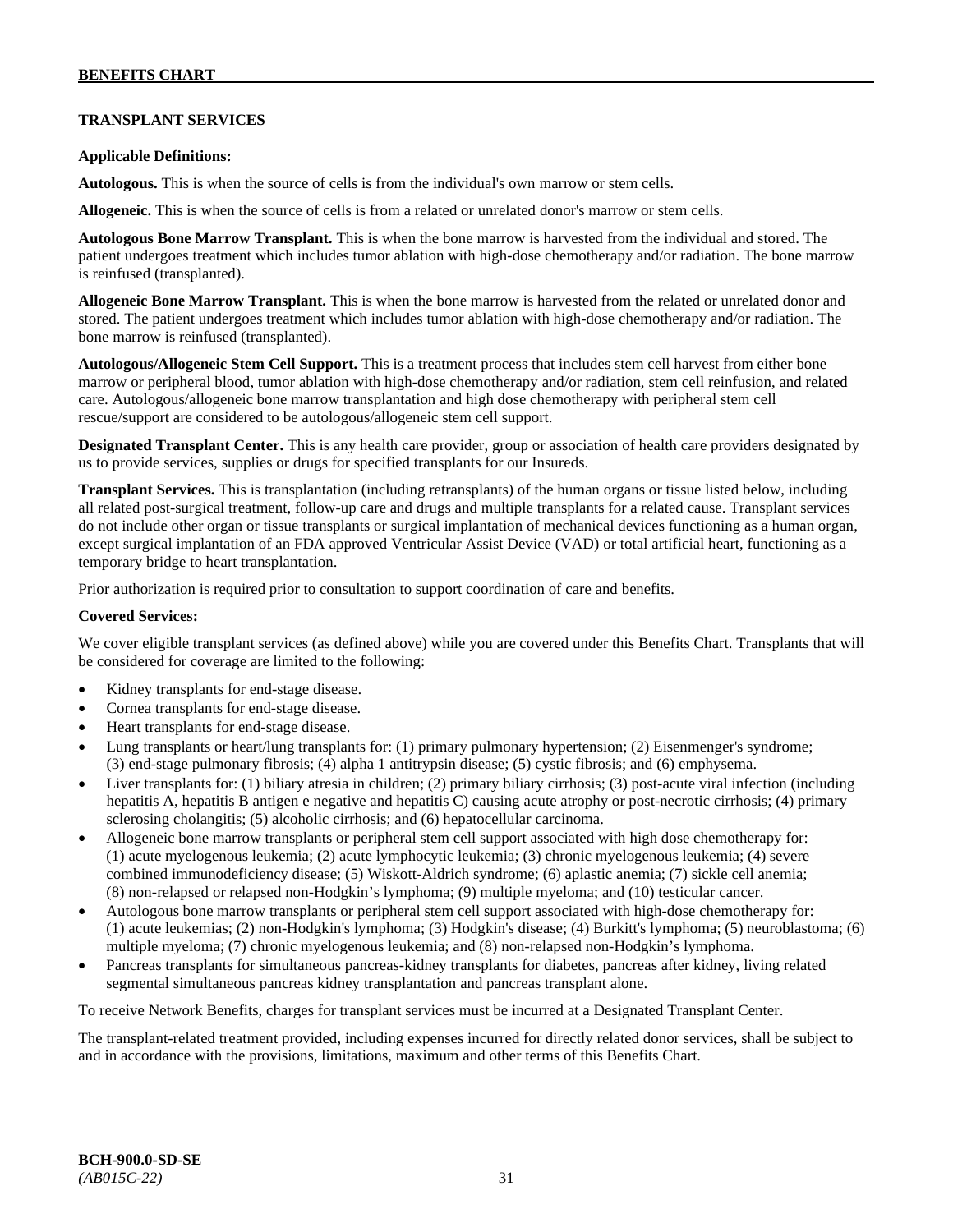## TRANSPLANT SERVICES

**Applicable Definitions:**

**Autologous.** This is when the source of cells is from the individual's own marrow or stem cells.

**Allogeneic.** This is when the source of cells is from a related or unrelated donor's marrow or stem cells.

**Autologous Bone Marrow Transplant.** This is when the bone marrow is harvested from the individual and stored. The patient undergoes treatment which includes tumor ablation with high-dose chemotherapy and/or radiation. The bone marrow is reinfused (transplanted).

**Allogeneic Bone Marrow Transplant.** This is when the bone marrow is harvested from the related or unrelated donor and stored. The patient undergoes treatment which includes tumor ablation with high-dose chemotherapy and/or radiation. The bone marrow is reinfused (transplanted).

**Autologous/Allogeneic Stem Cell Support.** This is a treatment process that includes stem cell harvest from either bone marrow or peripheral blood, tumor ablation with high-dose chemotherapy and/or radiation, stem cell reinfusion, and related care. Autologous/allogeneic bone marrow transplantation and high dose chemotherapy with peripheral stem cell rescue/support are considered to be autologous/allogeneic stem cell support.

**Designated Transplant Center.** This is any health care provider, group or association of health care providers designated by us to provide services, supplies or drugs for specified transplants for our Insureds.

**Transplant Services.** This is transplantation (including retransplants) of the human organs or tissue listed below, including all related post-surgical treatment, follow-up care and drugs and multiple transplants for a related cause. Transplant services do not include other organ or tissue transplants or surgical implantation of mechanical devices functioning as a human organ, except surgical implantation of an FDA approved Ventricular Assist Device (VAD) or total artificial heart, functioning as a temporary bridge to heart transplantation.

Prior authorization is required prior to consultation to support coordination of care and benefits.

**Covered Services:**

We cover eligible transplant services (as defined above) while you are covered under this Benefits Chart. Transplants that will be considered for coverage are limited to the following:

- Kidney transplants for end-stage disease.
- Cornea transplants for end-stage disease.
- Heart transplants for end-stage disease.
- Lung transplants or heart/lung transplants for: (1) primary pulmonary hypertension; (2) Eisenmenger's syndrome; (3) end-stage pulmonary fibrosis; (4) alpha 1 antitrypsin disease; (5) cystic fibrosis; and (6) emphysema.
- Liver transplants for: (1) biliary atresia in children; (2) primary biliary cirrhosis; (3) post-acute viral infection (including hepatitis A, hepatitis B antigen e negative and hepatitis C) causing acute atrophy or post-necrotic cirrhosis; (4) primary sclerosing cholangitis; (5) alcoholic cirrhosis; and (6) hepatocellular carcinoma.
- Allogeneic bone marrow transplants or peripheral stem cell support associated with high dose chemotherapy for: (1) acute myelogenous leukemia; (2) acute lymphocytic leukemia; (3) chronic myelogenous leukemia; (4) severe combined immunodeficiency disease; (5) Wiskott-Aldrich syndrome; (6) aplastic anemia; (7) sickle cell anemia; (8) non-relapsed or relapsed non-Hodgkin's lymphoma; (9) multiple myeloma; and (10) testicular cancer.
- Autologous bone marrow transplants or peripheral stem cell support associated with high-dose chemotherapy for: (1) acute leukemias; (2) non-Hodgkin's lymphoma; (3) Hodgkin's disease; (4) Burkitt's lymphoma; (5) neuroblastoma; (6) multiple myeloma; (7) chronic myelogenous leukemia; and (8) non-relapsed non-Hodgkin's lymphoma.
- Pancreas transplants for simultaneous pancreas-kidney transplants for diabetes, pancreas after kidney, living related segmental simultaneous pancreas kidney transplantation and pancreas transplant alone.

To receive Network Benefits, charges for transplant services must be incurred at a Designated Transplant Center.

The transplant-related treatment provided, including expenses incurred for directly related donor services, shall be subject to and in accordance with the provisions, limitations, maximum and other terms of this Benefits Chart.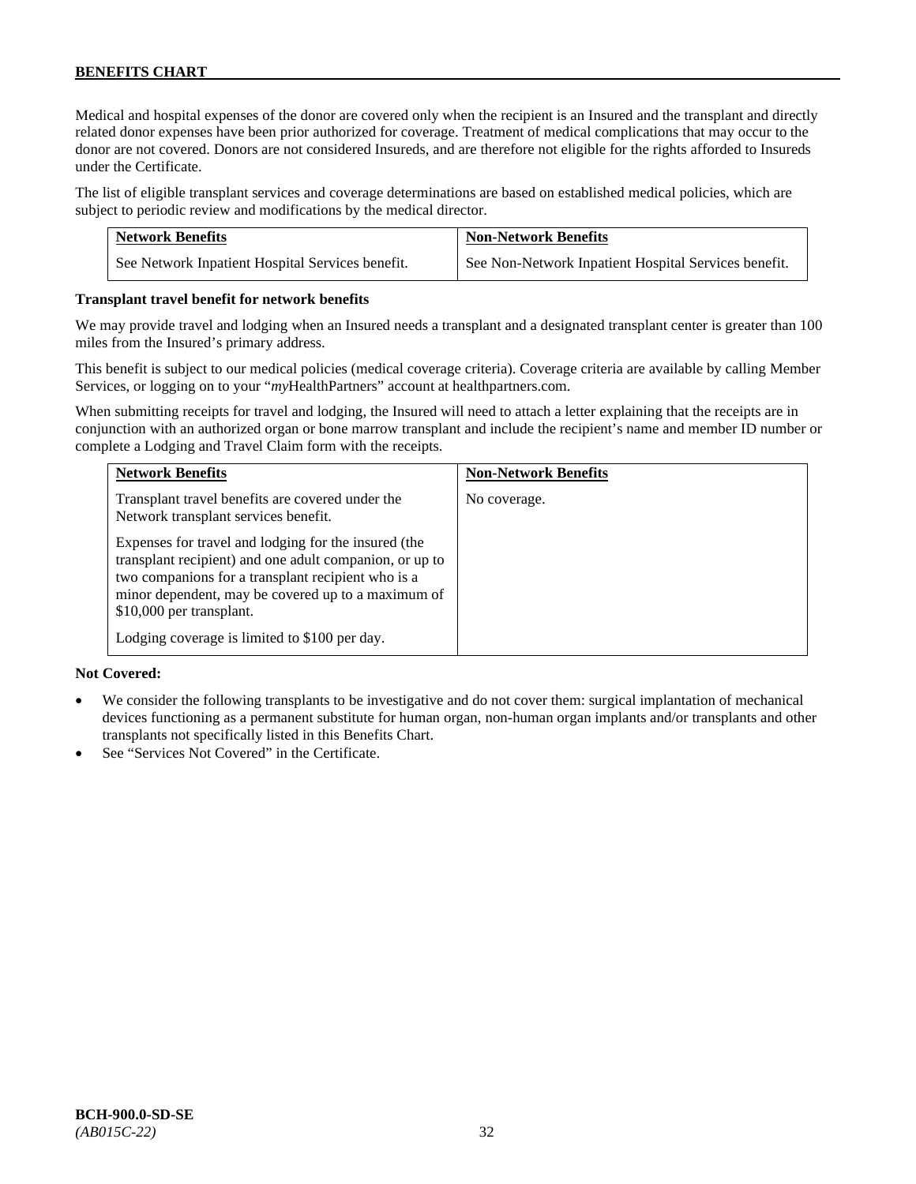Medical and hospital expenses of the donor are covered only when the recipient is an Insured and the transplant and directly related donor expenses have been prior authorized for coverage. Treatment of medical complications that may occur to the donor are not covered. Donors are not considered Insureds, and are therefore not eligible for the rights afforded to Insureds under the Certificate.

The list of eligible transplant services and coverage determinations are based on established medical policies, which are subject to periodic review and modifications by the medical director.

| Network Benefits | Non-Network Benefits |
|---|---|
| See Network Inpatient Hospital Services benefit. | See Non-Network Inpatient Hospital Services benefit. |

**Transplant travel benefit for network benefits**

We may provide travel and lodging when an Insured needs a transplant and a designated transplant center is greater than 100 miles from the Insured's primary address.

This benefit is subject to our medical policies (medical coverage criteria). Coverage criteria are available by calling Member Services, or logging on to your "*my*HealthPartners" account at healthpartners.com.

When submitting receipts for travel and lodging, the Insured will need to attach a letter explaining that the receipts are in conjunction with an authorized organ or bone marrow transplant and include the recipient's name and member ID number or complete a Lodging and Travel Claim form with the receipts.

| Network Benefits | Non-Network Benefits |
|---|---|
| Transplant travel benefits are covered under the Network transplant services benefit.<br><br>Expenses for travel and lodging for the insured (the transplant recipient) and one adult companion, or up to two companions for a transplant recipient who is a minor dependent, may be covered up to a maximum of $10,000 per transplant.<br><br>Lodging coverage is limited to $100 per day. | No coverage. |

**Not Covered:**

- We consider the following transplants to be investigative and do not cover them: surgical implantation of mechanical devices functioning as a permanent substitute for human organ, non-human organ implants and/or transplants and other transplants not specifically listed in this Benefits Chart.
- See "Services Not Covered" in the Certificate.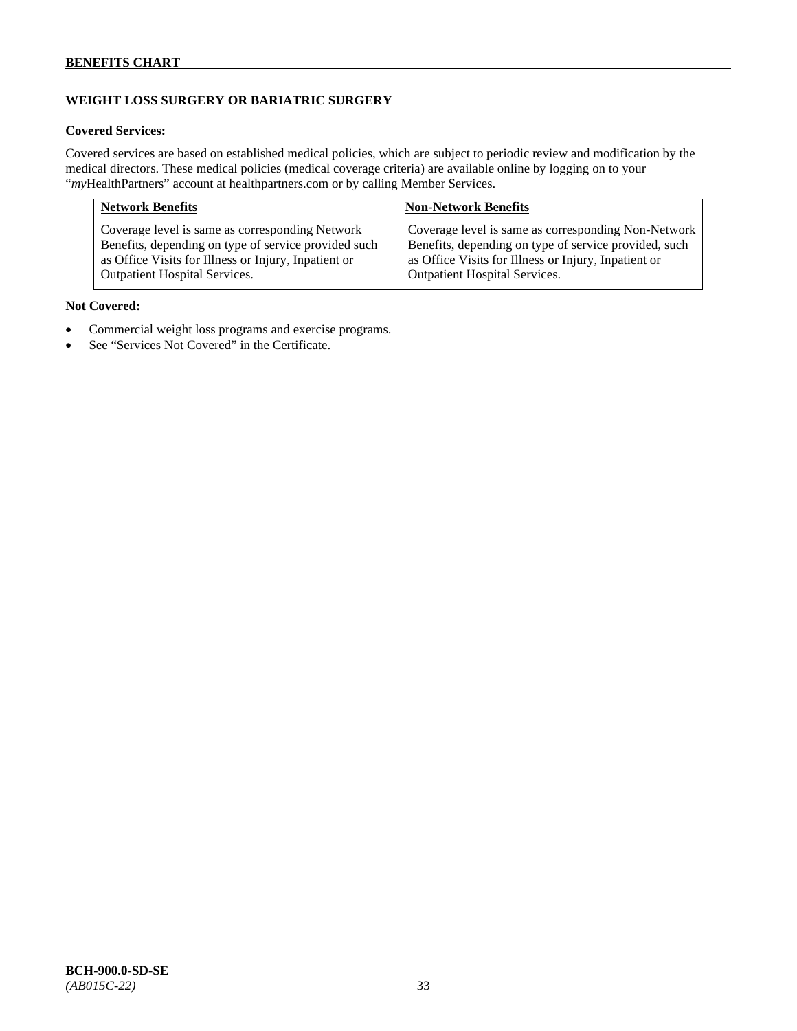### WEIGHT LOSS SURGERY OR BARIATRIC SURGERY

**Covered Services:**

Covered services are based on established medical policies, which are subject to periodic review and modification by the medical directors. These medical policies (medical coverage criteria) are available online by logging on to your "*my*HealthPartners" account at healthpartners.com or by calling Member Services.

| Network Benefits | Non-Network Benefits |
|---|---|
| Coverage level is same as corresponding Network Benefits, depending on type of service provided such as Office Visits for Illness or Injury, Inpatient or Outpatient Hospital Services. | Coverage level is same as corresponding Non-Network Benefits, depending on type of service provided, such as Office Visits for Illness or Injury, Inpatient or Outpatient Hospital Services. |

**Not Covered:**

- Commercial weight loss programs and exercise programs.
- See "Services Not Covered" in the Certificate.

**BCH-900.0-SD-SE**
*(AB015C-22)*